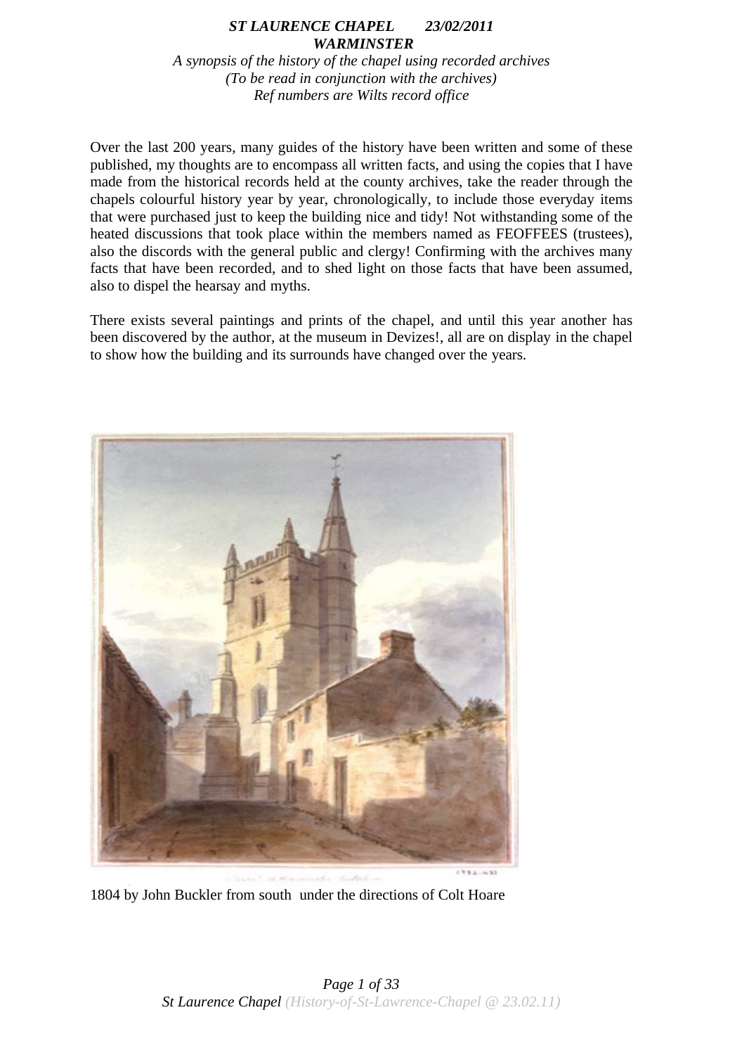***ST LAURENCE CHAPEL 23/02/2011***
***WARMINSTER***

*A synopsis of the history of the chapel using recorded archives*
*(To be read in conjunction with the archives)*
*Ref numbers are Wilts record office*

Over the last 200 years, many guides of the history have been written and some of these published, my thoughts are to encompass all written facts, and using the copies that I have made from the historical records held at the county archives, take the reader through the chapels colourful history year by year, chronologically, to include those everyday items that were purchased just to keep the building nice and tidy! Not withstanding some of the heated discussions that took place within the members named as FEOFFEES (trustees), also the discords with the general public and clergy! Confirming with the archives many facts that have been recorded, and to shed light on those facts that have been assumed, also to dispel the hearsay and myths.

There exists several paintings and prints of the chapel, and until this year another has been discovered by the author, at the museum in Devizes!, all are on display in the chapel to show how the building and its surrounds have changed over the years.

1804 by John Buckler from south under the directions of Colt Hoare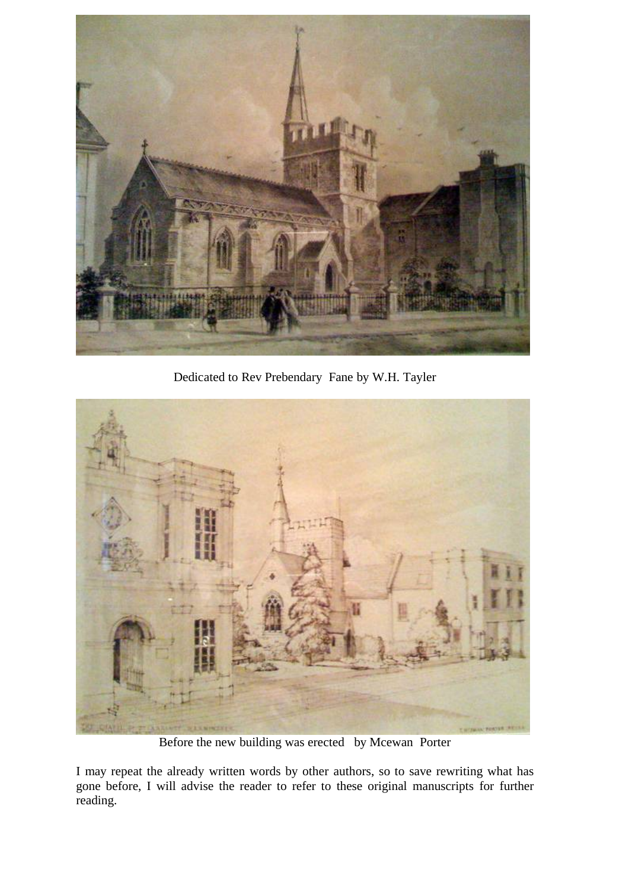Dedicated to Rev Prebendary Fane by W.H. Tayler

Before the new building was erected by Mcewan Porter

I may repeat the already written words by other authors, so to save rewriting what has gone before, I will advise the reader to refer to these original manuscripts for further reading.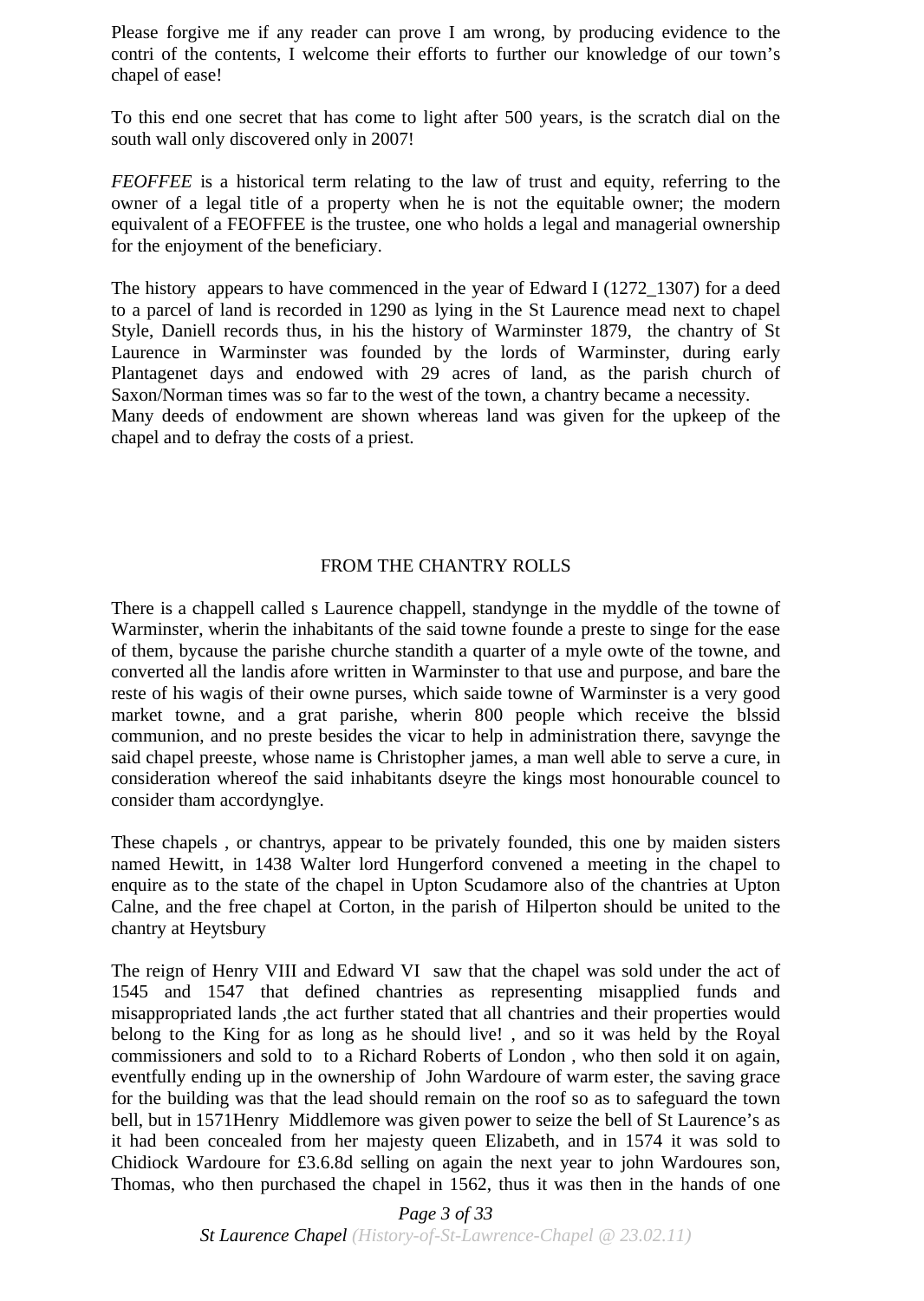Please forgive me if any reader can prove I am wrong, by producing evidence to the contri of the contents, I welcome their efforts to further our knowledge of our town's chapel of ease!

To this end one secret that has come to light after 500 years, is the scratch dial on the south wall only discovered only in 2007!

*FEOFFEE* is a historical term relating to the law of trust and equity, referring to the owner of a legal title of a property when he is not the equitable owner; the modern equivalent of a FEOFFEE is the trustee, one who holds a legal and managerial ownership for the enjoyment of the beneficiary.

The history appears to have commenced in the year of Edward I (1272_1307) for a deed to a parcel of land is recorded in 1290 as lying in the St Laurence mead next to chapel Style, Daniell records thus, in his the history of Warminster 1879, the chantry of St Laurence in Warminster was founded by the lords of Warminster, during early Plantagenet days and endowed with 29 acres of land, as the parish church of Saxon/Norman times was so far to the west of the town, a chantry became a necessity.
Many deeds of endowment are shown whereas land was given for the upkeep of the chapel and to defray the costs of a priest.

FROM THE CHANTRY ROLLS

There is a chappell called s Laurence chappell, standynge in the myddle of the towne of Warminster, wherin the inhabitants of the said towne founde a preste to singe for the ease of them, bycause the parishe churche standith a quarter of a myle owte of the towne, and converted all the landis afore written in Warminster to that use and purpose, and bare the reste of his wagis of their owne purses, which saide towne of Warminster is a very good market towne, and a grat parishe, wherin 800 people which receive the blssid communion, and no preste besides the vicar to help in administration there, savynge the said chapel preeste, whose name is Christopher james, a man well able to serve a cure, in consideration whereof the said inhabitants dseyre the kings most honourable councel to consider tham accordynglye.

These chapels , or chantrys, appear to be privately founded, this one by maiden sisters named Hewitt, in 1438 Walter lord Hungerford convened a meeting in the chapel to enquire as to the state of the chapel in Upton Scudamore also of the chantries at Upton Calne, and the free chapel at Corton, in the parish of Hilperton should be united to the chantry at Heytsbury

The reign of Henry VIII and Edward VI saw that the chapel was sold under the act of 1545 and 1547 that defined chantries as representing misapplied funds and misappropriated lands ,the act further stated that all chantries and their properties would belong to the King for as long as he should live! , and so it was held by the Royal commissioners and sold to to a Richard Roberts of London , who then sold it on again, eventfully ending up in the ownership of John Wardoure of warm ester, the saving grace for the building was that the lead should remain on the roof so as to safeguard the town bell, but in 1571Henry Middlemore was given power to seize the bell of St Laurence's as it had been concealed from her majesty queen Elizabeth, and in 1574 it was sold to Chidiock Wardoure for £3.6.8d selling on again the next year to john Wardoures son, Thomas, who then purchased the chapel in 1562, thus it was then in the hands of one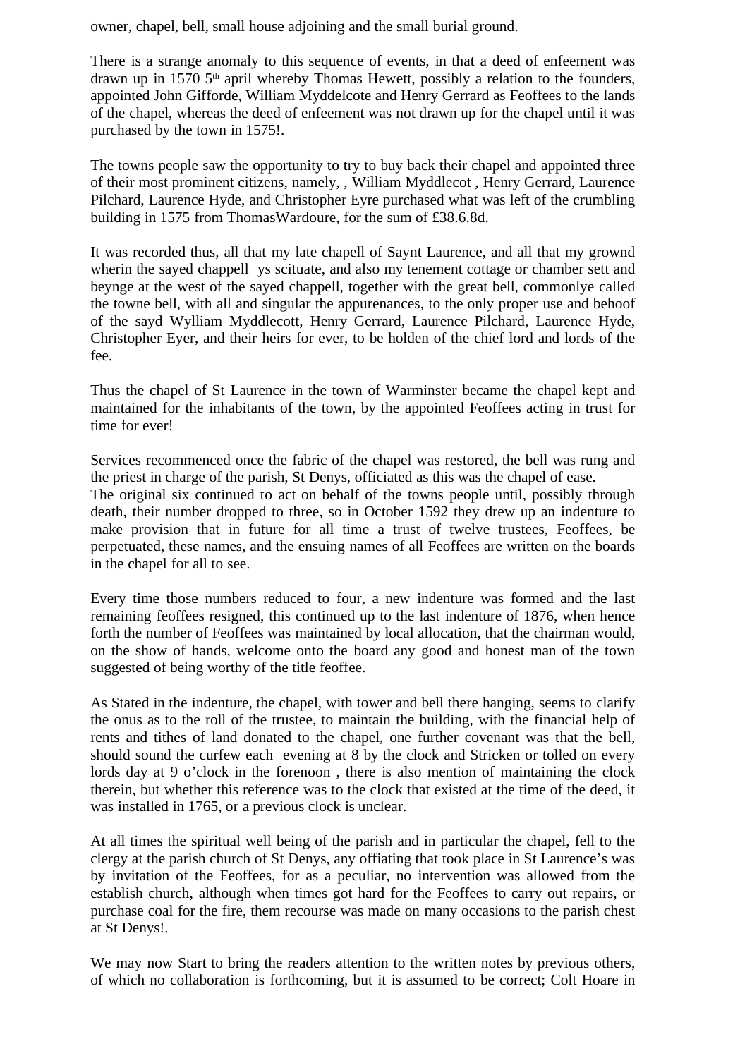owner, chapel, bell, small house adjoining and the small burial ground.

There is a strange anomaly to this sequence of events, in that a deed of enfeement was drawn up in 1570 5th april whereby Thomas Hewett, possibly a relation to the founders, appointed John Gifforde, William Myddelcote and Henry Gerrard as Feoffees to the lands of the chapel, whereas the deed of enfeement was not drawn up for the chapel until it was purchased by the town in 1575!.

The towns people saw the opportunity to try to buy back their chapel and appointed three of their most prominent citizens, namely, , William Myddlecot , Henry Gerrard, Laurence Pilchard, Laurence Hyde, and Christopher Eyre purchased what was left of the crumbling building in 1575 from ThomasWardoure, for the sum of £38.6.8d.

It was recorded thus, all that my late chapell of Saynt Laurence, and all that my grownd wherin the sayed chappell ys scituate, and also my tenement cottage or chamber sett and beynge at the west of the sayed chappell, together with the great bell, commonlye called the towne bell, with all and singular the appurenances, to the only proper use and behoof of the sayd Wylliam Myddlecott, Henry Gerrard, Laurence Pilchard, Laurence Hyde, Christopher Eyer, and their heirs for ever, to be holden of the chief lord and lords of the fee.

Thus the chapel of St Laurence in the town of Warminster became the chapel kept and maintained for the inhabitants of the town, by the appointed Feoffees acting in trust for time for ever!

Services recommenced once the fabric of the chapel was restored, the bell was rung and the priest in charge of the parish, St Denys, officiated as this was the chapel of ease.
The original six continued to act on behalf of the towns people until, possibly through death, their number dropped to three, so in October 1592 they drew up an indenture to make provision that in future for all time a trust of twelve trustees, Feoffees, be perpetuated, these names, and the ensuing names of all Feoffees are written on the boards in the chapel for all to see.

Every time those numbers reduced to four, a new indenture was formed and the last remaining feoffees resigned, this continued up to the last indenture of 1876, when hence forth the number of Feoffees was maintained by local allocation, that the chairman would, on the show of hands, welcome onto the board any good and honest man of the town suggested of being worthy of the title feoffee.

As Stated in the indenture, the chapel, with tower and bell there hanging, seems to clarify the onus as to the roll of the trustee, to maintain the building, with the financial help of rents and tithes of land donated to the chapel, one further covenant was that the bell, should sound the curfew each evening at 8 by the clock and Stricken or tolled on every lords day at 9 o'clock in the forenoon , there is also mention of maintaining the clock therein, but whether this reference was to the clock that existed at the time of the deed, it was installed in 1765, or a previous clock is unclear.

At all times the spiritual well being of the parish and in particular the chapel, fell to the clergy at the parish church of St Denys, any offiating that took place in St Laurence's was by invitation of the Feoffees, for as a peculiar, no intervention was allowed from the establish church, although when times got hard for the Feoffees to carry out repairs, or purchase coal for the fire, them recourse was made on many occasions to the parish chest at St Denys!.

We may now Start to bring the readers attention to the written notes by previous others, of which no collaboration is forthcoming, but it is assumed to be correct; Colt Hoare in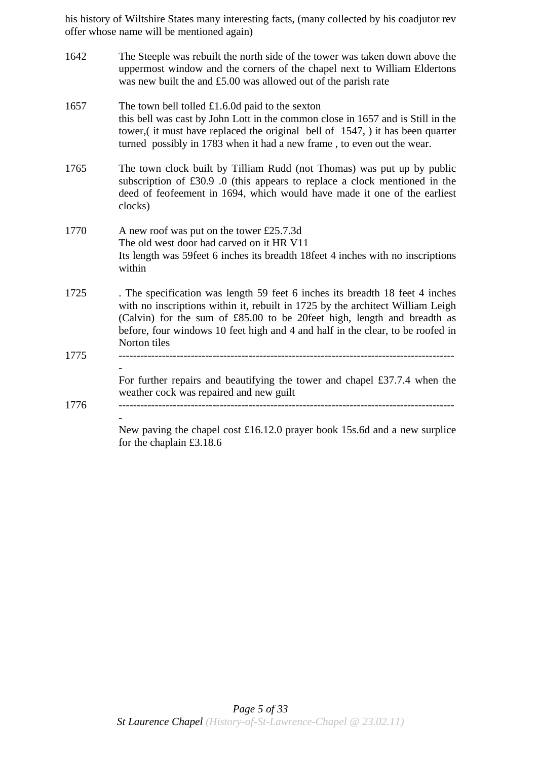his history of Wiltshire States many interesting facts, (many collected by his coadjutor rev offer whose name will be mentioned again)

1642 The Steeple was rebuilt the north side of the tower was taken down above the uppermost window and the corners of the chapel next to William Eldertons was new built the and £5.00 was allowed out of the parish rate

1657 The town bell tolled £1.6.0d paid to the sexton
this bell was cast by John Lott in the common close in 1657 and is Still in the tower,( it must have replaced the original bell of 1547, ) it has been quarter turned possibly in 1783 when it had a new frame , to even out the wear.

1765 The town clock built by Tilliam Rudd (not Thomas) was put up by public subscription of £30.9 .0 (this appears to replace a clock mentioned in the deed of feofeement in 1694, which would have made it one of the earliest clocks)

1770 A new roof was put on the tower £25.7.3d
The old west door had carved on it HR V11
Its length was 59feet 6 inches its breadth 18feet 4 inches with no inscriptions within

1725 . The specification was length 59 feet 6 inches its breadth 18 feet 4 inches with no inscriptions within it, rebuilt in 1725 by the architect William Leigh (Calvin) for the sum of £85.00 to be 20feet high, length and breadth as before, four windows 10 feet high and 4 and half in the clear, to be roofed in Norton tiles

1775 ---------------------------------------------------------------------------------------------
For further repairs and beautifying the tower and chapel £37.7.4 when the weather cock was repaired and new guilt

1776 ---------------------------------------------------------------------------------------------
New paving the chapel cost £16.12.0 prayer book 15s.6d and a new surplice for the chaplain £3.18.6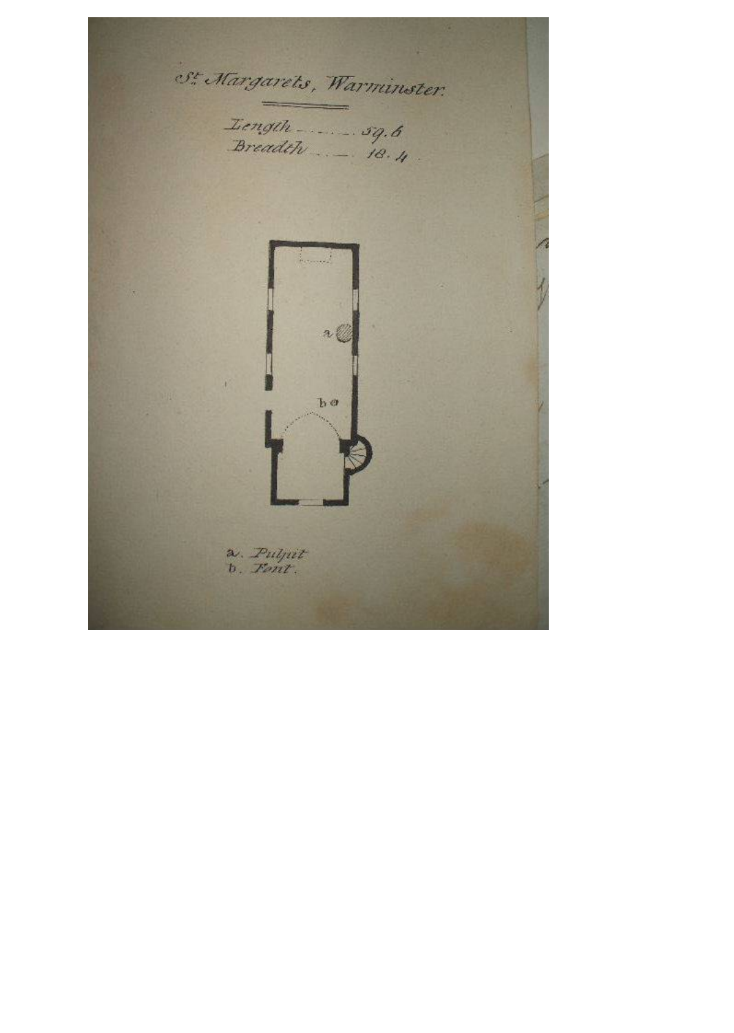# St. Margarets, Warminster.

Length ........ 59.6
Breadth ..... 18.4

a

b

a. Pulpit
b. Font.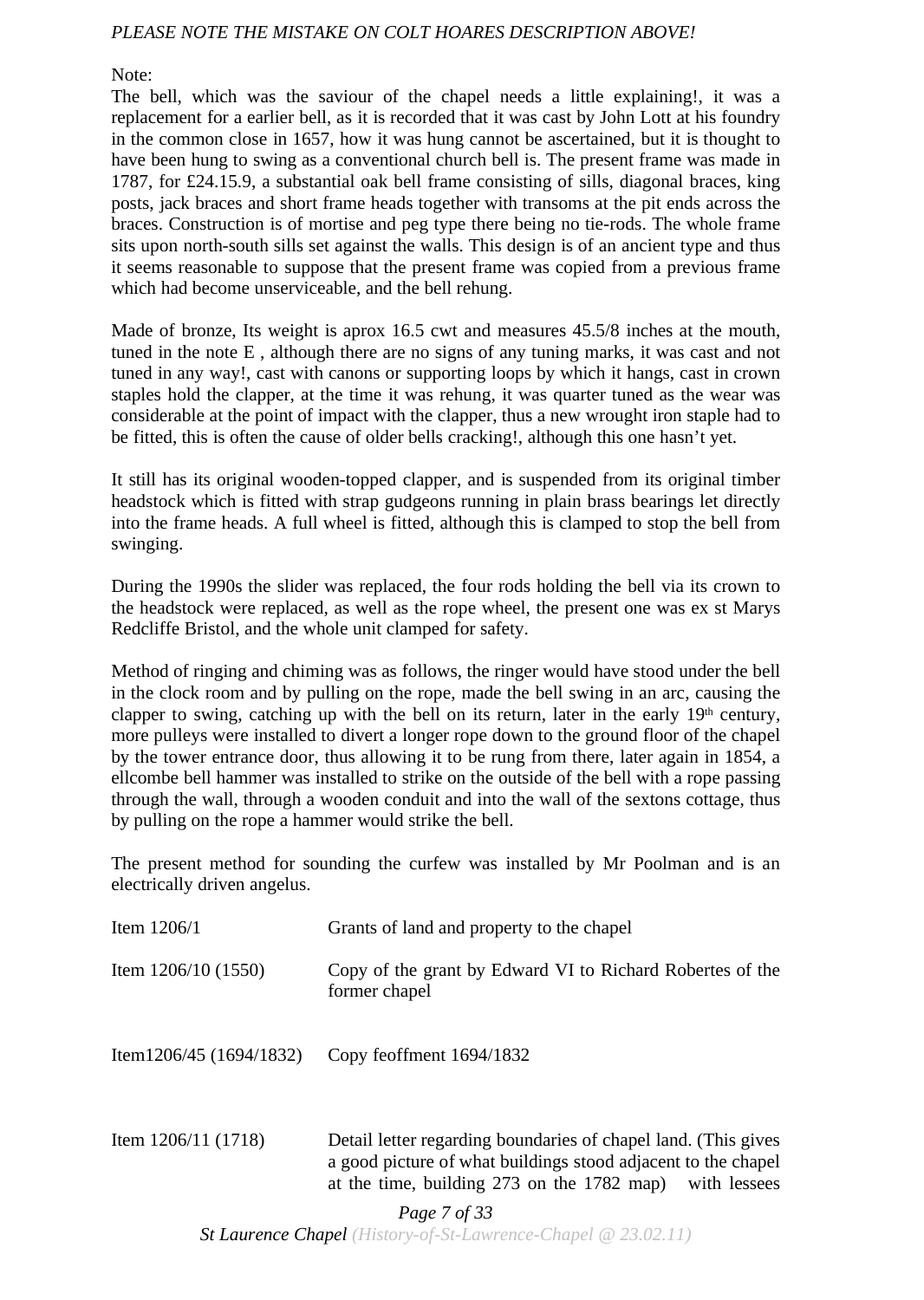*PLEASE NOTE THE MISTAKE ON COLT HOARES DESCRIPTION ABOVE!*

Note:
The bell, which was the saviour of the chapel needs a little explaining!, it was a replacement for a earlier bell, as it is recorded that it was cast by John Lott at his foundry in the common close in 1657, how it was hung cannot be ascertained, but it is thought to have been hung to swing as a conventional church bell is. The present frame was made in 1787, for £24.15.9, a substantial oak bell frame consisting of sills, diagonal braces, king posts, jack braces and short frame heads together with transoms at the pit ends across the braces. Construction is of mortise and peg type there being no tie-rods. The whole frame sits upon north-south sills set against the walls. This design is of an ancient type and thus it seems reasonable to suppose that the present frame was copied from a previous frame which had become unserviceable, and the bell rehung.

Made of bronze, Its weight is aprox 16.5 cwt and measures 45.5/8 inches at the mouth, tuned in the note E , although there are no signs of any tuning marks, it was cast and not tuned in any way!, cast with canons or supporting loops by which it hangs, cast in crown staples hold the clapper, at the time it was rehung, it was quarter tuned as the wear was considerable at the point of impact with the clapper, thus a new wrought iron staple had to be fitted, this is often the cause of older bells cracking!, although this one hasn't yet.

It still has its original wooden-topped clapper, and is suspended from its original timber headstock which is fitted with strap gudgeons running in plain brass bearings let directly into the frame heads. A full wheel is fitted, although this is clamped to stop the bell from swinging.

During the 1990s the slider was replaced, the four rods holding the bell via its crown to the headstock were replaced, as well as the rope wheel, the present one was ex st Marys Redcliffe Bristol, and the whole unit clamped for safety.

Method of ringing and chiming was as follows, the ringer would have stood under the bell in the clock room and by pulling on the rope, made the bell swing in an arc, causing the clapper to swing, catching up with the bell on its return, later in the early 19th century, more pulleys were installed to divert a longer rope down to the ground floor of the chapel by the tower entrance door, thus allowing it to be rung from there, later again in 1854, a ellcombe bell hammer was installed to strike on the outside of the bell with a rope passing through the wall, through a wooden conduit and into the wall of the sextons cottage, thus by pulling on the rope a hammer would strike the bell.

The present method for sounding the curfew was installed by Mr Poolman and is an electrically driven angelus.

| | |
|---|---|
| Item 1206/1 | Grants of land and property to the chapel |
| Item 1206/10 (1550) | Copy of the grant by Edward VI to Richard Robertes of the former chapel |
| Item1206/45 (1694/1832) | Copy feoffment 1694/1832 |
| Item 1206/11 (1718) | Detail letter regarding boundaries of chapel land. (This gives a good picture of what buildings stood adjacent to the chapel at the time, building 273 on the 1782 map) with lessees |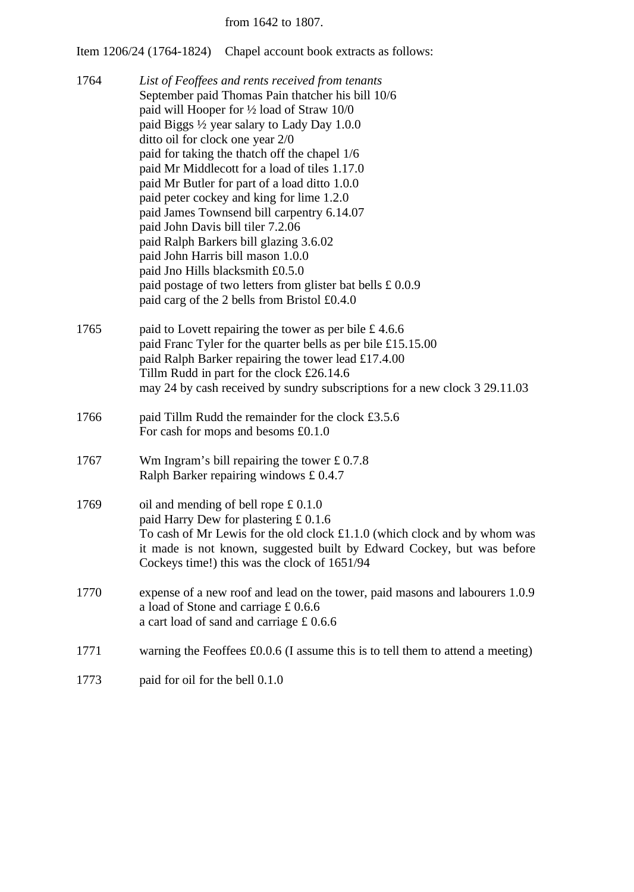from 1642 to 1807.

Item 1206/24 (1764-1824) Chapel account book extracts as follows:

1764 *List of Feoffees and rents received from tenants*
September paid Thomas Pain thatcher his bill 10/6
paid will Hooper for ½ load of Straw 10/0
paid Biggs ½ year salary to Lady Day 1.0.0
ditto oil for clock one year 2/0
paid for taking the thatch off the chapel 1/6
paid Mr Middlecott for a load of tiles 1.17.0
paid Mr Butler for part of a load ditto 1.0.0
paid peter cockey and king for lime 1.2.0
paid James Townsend bill carpentry 6.14.07
paid John Davis bill tiler 7.2.06
paid Ralph Barkers bill glazing 3.6.02
paid John Harris bill mason 1.0.0
paid Jno Hills blacksmith £0.5.0
paid postage of two letters from glister bat bells £ 0.0.9
paid carg of the 2 bells from Bristol £0.4.0

1765 paid to Lovett repairing the tower as per bile £ 4.6.6
paid Franc Tyler for the quarter bells as per bile £15.15.00
paid Ralph Barker repairing the tower lead £17.4.00
Tillm Rudd in part for the clock £26.14.6
may 24 by cash received by sundry subscriptions for a new clock 3 29.11.03

1766 paid Tillm Rudd the remainder for the clock £3.5.6
For cash for mops and besoms £0.1.0

1767 Wm Ingram's bill repairing the tower £ 0.7.8
Ralph Barker repairing windows £ 0.4.7

1769 oil and mending of bell rope £ 0.1.0
paid Harry Dew for plastering £ 0.1.6
To cash of Mr Lewis for the old clock £1.1.0 (which clock and by whom was it made is not known, suggested built by Edward Cockey, but was before Cockeys time!) this was the clock of 1651/94

1770 expense of a new roof and lead on the tower, paid masons and labourers 1.0.9
a load of Stone and carriage £ 0.6.6
a cart load of sand and carriage £ 0.6.6

1771 warning the Feoffees £0.0.6 (I assume this is to tell them to attend a meeting)

1773 paid for oil for the bell 0.1.0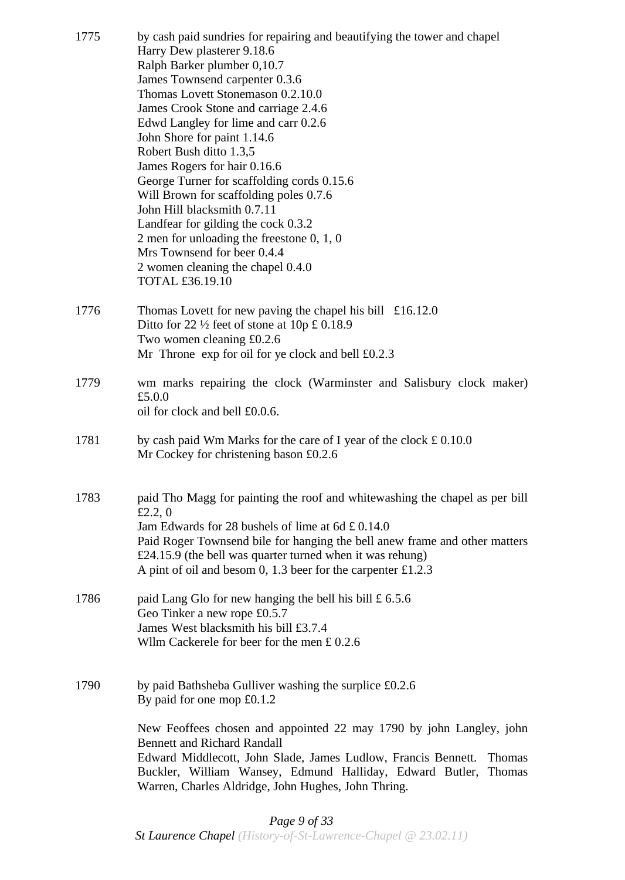1775 by cash paid sundries for repairing and beautifying the tower and chapel
Harry Dew plasterer 9.18.6
Ralph Barker plumber 0,10.7
James Townsend carpenter 0.3.6
Thomas Lovett Stonemason 0.2.10.0
James Crook Stone and carriage 2.4.6
Edwd Langley for lime and carr 0.2.6
John Shore for paint 1.14.6
Robert Bush ditto 1.3,5
James Rogers for hair 0.16.6
George Turner for scaffolding cords 0.15.6
Will Brown for scaffolding poles 0.7.6
John Hill blacksmith 0.7.11
Landfear for gilding the cock 0.3.2
2 men for unloading the freestone 0, 1, 0
Mrs Townsend for beer 0.4.4
2 women cleaning the chapel 0.4.0
TOTAL £36.19.10

1776 Thomas Lovett for new paving the chapel his bill £16.12.0
Ditto for 22 ½ feet of stone at 10p £ 0.18.9
Two women cleaning £0.2.6
Mr Throne exp for oil for ye clock and bell £0.2.3

1779 wm marks repairing the clock (Warminster and Salisbury clock maker) £5.0.0
oil for clock and bell £0.0.6.

1781 by cash paid Wm Marks for the care of I year of the clock £ 0.10.0
Mr Cockey for christening bason £0.2.6

1783 paid Tho Magg for painting the roof and whitewashing the chapel as per bill £2.2, 0
Jam Edwards for 28 bushels of lime at 6d £ 0.14.0
Paid Roger Townsend bile for hanging the bell anew frame and other matters £24.15.9 (the bell was quarter turned when it was rehung)
A pint of oil and besom 0, 1.3 beer for the carpenter £1.2.3

1786 paid Lang Glo for new hanging the bell his bill £ 6.5.6
Geo Tinker a new rope £0.5.7
James West blacksmith his bill £3.7.4
Wllm Cackerele for beer for the men £ 0.2.6

1790 by paid Bathsheba Gulliver washing the surplice £0.2.6
By paid for one mop £0.1.2

New Feoffees chosen and appointed 22 may 1790 by john Langley, john Bennett and Richard Randall
Edward Middlecott, John Slade, James Ludlow, Francis Bennett. Thomas Buckler, William Wansey, Edmund Halliday, Edward Butler, Thomas Warren, Charles Aldridge, John Hughes, John Thring.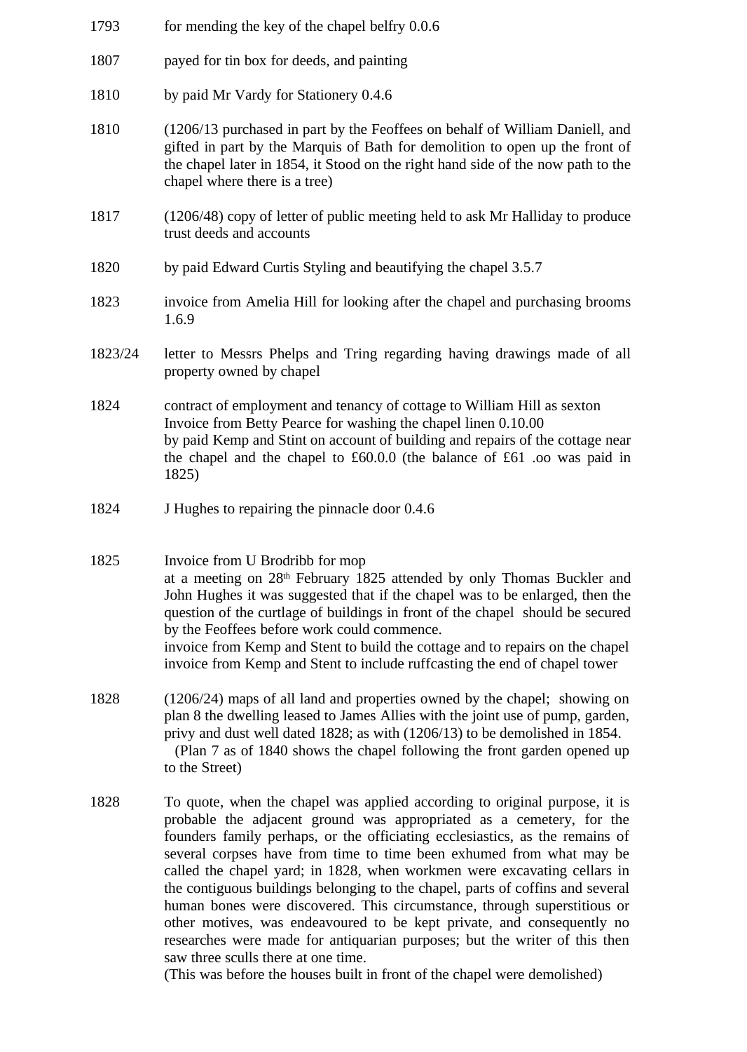1793 for mending the key of the chapel belfry 0.0.6

1807 payed for tin box for deeds, and painting

1810 by paid Mr Vardy for Stationery 0.4.6

1810 (1206/13 purchased in part by the Feoffees on behalf of William Daniell, and gifted in part by the Marquis of Bath for demolition to open up the front of the chapel later in 1854, it Stood on the right hand side of the now path to the chapel where there is a tree)

1817 (1206/48) copy of letter of public meeting held to ask Mr Halliday to produce trust deeds and accounts

1820 by paid Edward Curtis Styling and beautifying the chapel 3.5.7

1823 invoice from Amelia Hill for looking after the chapel and purchasing brooms 1.6.9

1823/24 letter to Messrs Phelps and Tring regarding having drawings made of all property owned by chapel

1824 contract of employment and tenancy of cottage to William Hill as sexton
Invoice from Betty Pearce for washing the chapel linen 0.10.00
by paid Kemp and Stint on account of building and repairs of the cottage near the chapel and the chapel to £60.0.0 (the balance of £61 .oo was paid in 1825)

1824 J Hughes to repairing the pinnacle door 0.4.6

1825 Invoice from U Brodribb for mop
at a meeting on 28th February 1825 attended by only Thomas Buckler and John Hughes it was suggested that if the chapel was to be enlarged, then the question of the curtlage of buildings in front of the chapel should be secured by the Feoffees before work could commence.
invoice from Kemp and Stent to build the cottage and to repairs on the chapel
invoice from Kemp and Stent to include ruffcasting the end of chapel tower

1828 (1206/24) maps of all land and properties owned by the chapel; showing on plan 8 the dwelling leased to James Allies with the joint use of pump, garden, privy and dust well dated 1828; as with (1206/13) to be demolished in 1854.
(Plan 7 as of 1840 shows the chapel following the front garden opened up to the Street)

1828 To quote, when the chapel was applied according to original purpose, it is probable the adjacent ground was appropriated as a cemetery, for the founders family perhaps, or the officiating ecclesiastics, as the remains of several corpses have from time to time been exhumed from what may be called the chapel yard; in 1828, when workmen were excavating cellars in the contiguous buildings belonging to the chapel, parts of coffins and several human bones were discovered. This circumstance, through superstitious or other motives, was endeavoured to be kept private, and consequently no researches were made for antiquarian purposes; but the writer of this then saw three sculls there at one time.
(This was before the houses built in front of the chapel were demolished)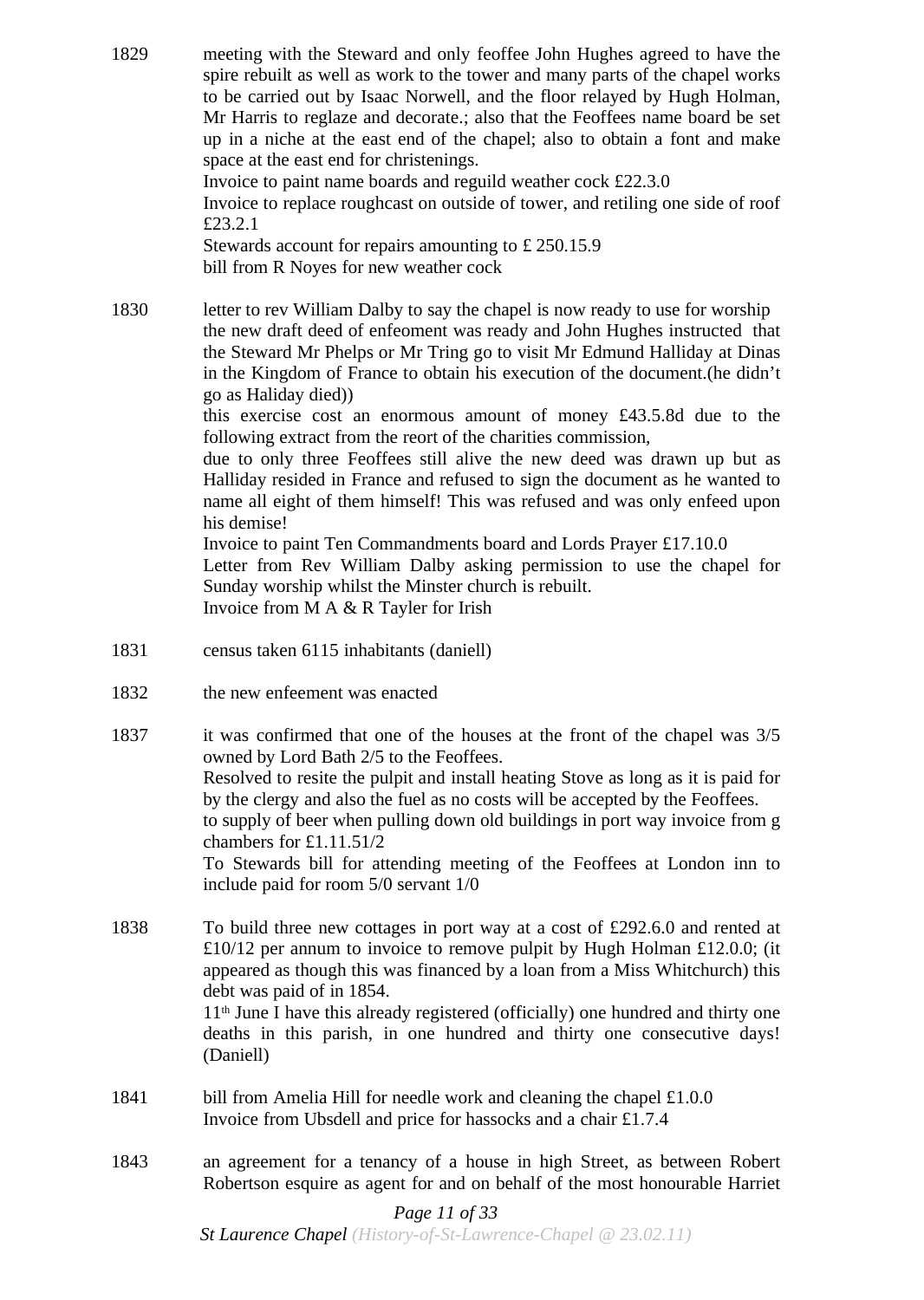1829 meeting with the Steward and only feoffee John Hughes agreed to have the spire rebuilt as well as work to the tower and many parts of the chapel works to be carried out by Isaac Norwell, and the floor relayed by Hugh Holman, Mr Harris to reglaze and decorate.; also that the Feoffees name board be set up in a niche at the east end of the chapel; also to obtain a font and make space at the east end for christenings.
Invoice to paint name boards and reguild weather cock £22.3.0
Invoice to replace roughcast on outside of tower, and retiling one side of roof £23.2.1
Stewards account for repairs amounting to £ 250.15.9
bill from R Noyes for new weather cock

1830 letter to rev William Dalby to say the chapel is now ready to use for worship
the new draft deed of enfeoment was ready and John Hughes instructed that the Steward Mr Phelps or Mr Tring go to visit Mr Edmund Halliday at Dinas in the Kingdom of France to obtain his execution of the document.(he didn't go as Haliday died))
this exercise cost an enormous amount of money £43.5.8d due to the following extract from the reort of the charities commission,
due to only three Feoffees still alive the new deed was drawn up but as Halliday resided in France and refused to sign the document as he wanted to name all eight of them himself! This was refused and was only enfeed upon his demise!
Invoice to paint Ten Commandments board and Lords Prayer £17.10.0
Letter from Rev William Dalby asking permission to use the chapel for Sunday worship whilst the Minster church is rebuilt.
Invoice from M A & R Tayler for Irish

1831 census taken 6115 inhabitants (daniell)

1832 the new enfeement was enacted

1837 it was confirmed that one of the houses at the front of the chapel was 3/5 owned by Lord Bath 2/5 to the Feoffees.
Resolved to resite the pulpit and install heating Stove as long as it is paid for by the clergy and also the fuel as no costs will be accepted by the Feoffees.
to supply of beer when pulling down old buildings in port way invoice from g chambers for £1.11.51/2
To Stewards bill for attending meeting of the Feoffees at London inn to include paid for room 5/0 servant 1/0

1838 To build three new cottages in port way at a cost of £292.6.0 and rented at £10/12 per annum to invoice to remove pulpit by Hugh Holman £12.0.0; (it appeared as though this was financed by a loan from a Miss Whitchurch) this debt was paid of in 1854.
11th June I have this already registered (officially) one hundred and thirty one deaths in this parish, in one hundred and thirty one consecutive days! (Daniell)

1841 bill from Amelia Hill for needle work and cleaning the chapel £1.0.0
Invoice from Ubsdell and price for hassocks and a chair £1.7.4

1843 an agreement for a tenancy of a house in high Street, as between Robert Robertson esquire as agent for and on behalf of the most honourable Harriet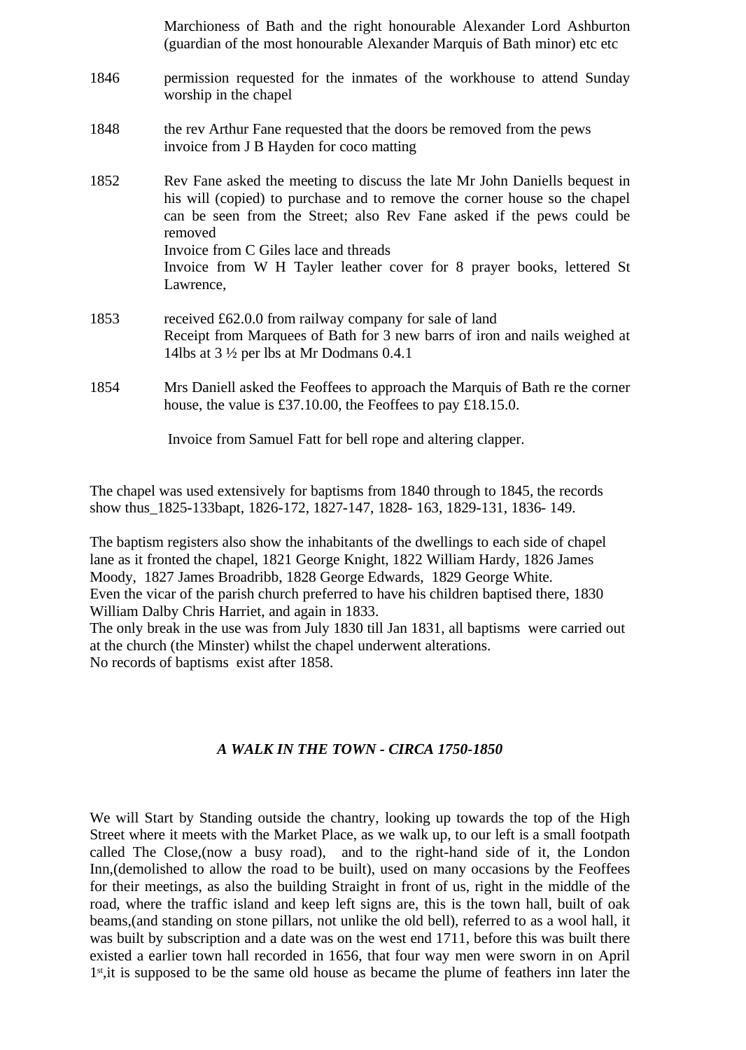Marchioness of Bath and the right honourable Alexander Lord Ashburton (guardian of the most honourable Alexander Marquis of Bath minor) etc etc

1846 permission requested for the inmates of the workhouse to attend Sunday worship in the chapel

1848 the rev Arthur Fane requested that the doors be removed from the pews
invoice from J B Hayden for coco matting

1852 Rev Fane asked the meeting to discuss the late Mr John Daniells bequest in his will (copied) to purchase and to remove the corner house so the chapel can be seen from the Street; also Rev Fane asked if the pews could be removed
Invoice from C Giles lace and threads
Invoice from W H Tayler leather cover for 8 prayer books, lettered St Lawrence,

1853 received £62.0.0 from railway company for sale of land
Receipt from Marquees of Bath for 3 new barrs of iron and nails weighed at 14lbs at 3 ½ per lbs at Mr Dodmans 0.4.1

1854 Mrs Daniell asked the Feoffees to approach the Marquis of Bath re the corner house, the value is £37.10.00, the Feoffees to pay £18.15.0.

Invoice from Samuel Fatt for bell rope and altering clapper.

The chapel was used extensively for baptisms from 1840 through to 1845, the records show thus_1825-133bapt, 1826-172, 1827-147, 1828- 163, 1829-131, 1836- 149.

The baptism registers also show the inhabitants of the dwellings to each side of chapel lane as it fronted the chapel, 1821 George Knight, 1822 William Hardy, 1826 James Moody, 1827 James Broadribb, 1828 George Edwards, 1829 George White.
Even the vicar of the parish church preferred to have his children baptised there, 1830 William Dalby Chris Harriet, and again in 1833.
The only break in the use was from July 1830 till Jan 1831, all baptisms were carried out at the church (the Minster) whilst the chapel underwent alterations.
No records of baptisms exist after 1858.

## *A WALK IN THE TOWN - CIRCA 1750-1850*

We will Start by Standing outside the chantry, looking up towards the top of the High Street where it meets with the Market Place, as we walk up, to our left is a small footpath called The Close,(now a busy road), and to the right-hand side of it, the London Inn,(demolished to allow the road to be built), used on many occasions by the Feoffees for their meetings, as also the building Straight in front of us, right in the middle of the road, where the traffic island and keep left signs are, this is the town hall, built of oak beams,(and standing on stone pillars, not unlike the old bell), referred to as a wool hall, it was built by subscription and a date was on the west end 1711, before this was built there existed a earlier town hall recorded in 1656, that four way men were sworn in on April 1st,it is supposed to be the same old house as became the plume of feathers inn later the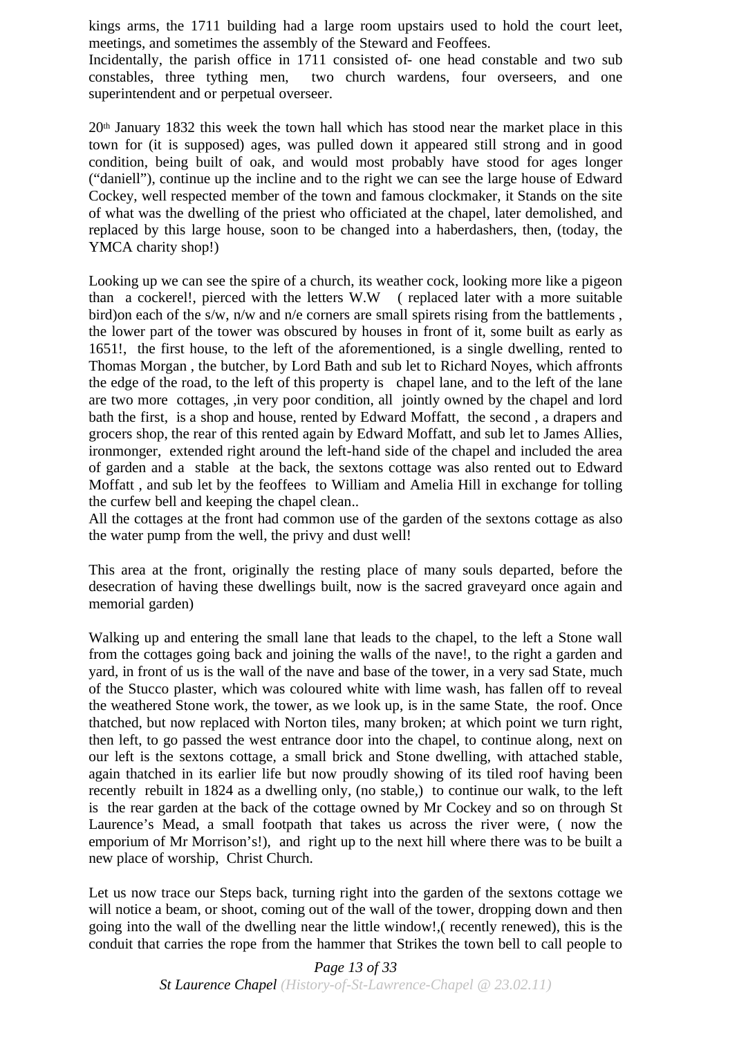kings arms, the 1711 building had a large room upstairs used to hold the court leet, meetings, and sometimes the assembly of the Steward and Feoffees.
Incidentally, the parish office in 1711 consisted of- one head constable and two sub constables, three tything men, two church wardens, four overseers, and one superintendent and or perpetual overseer.

20th January 1832 this week the town hall which has stood near the market place in this town for (it is supposed) ages, was pulled down it appeared still strong and in good condition, being built of oak, and would most probably have stood for ages longer ("daniell"), continue up the incline and to the right we can see the large house of Edward Cockey, well respected member of the town and famous clockmaker, it Stands on the site of what was the dwelling of the priest who officiated at the chapel, later demolished, and replaced by this large house, soon to be changed into a haberdashers, then, (today, the YMCA charity shop!)

Looking up we can see the spire of a church, its weather cock, looking more like a pigeon than a cockerel!, pierced with the letters W.W ( replaced later with a more suitable bird)on each of the s/w, n/w and n/e corners are small spirets rising from the battlements , the lower part of the tower was obscured by houses in front of it, some built as early as 1651!, the first house, to the left of the aforementioned, is a single dwelling, rented to Thomas Morgan , the butcher, by Lord Bath and sub let to Richard Noyes, which affronts the edge of the road, to the left of this property is chapel lane, and to the left of the lane are two more cottages, ,in very poor condition, all jointly owned by the chapel and lord bath the first, is a shop and house, rented by Edward Moffatt, the second , a drapers and grocers shop, the rear of this rented again by Edward Moffatt, and sub let to James Allies, ironmonger, extended right around the left-hand side of the chapel and included the area of garden and a stable at the back, the sextons cottage was also rented out to Edward Moffatt , and sub let by the feoffees to William and Amelia Hill in exchange for tolling the curfew bell and keeping the chapel clean..
All the cottages at the front had common use of the garden of the sextons cottage as also the water pump from the well, the privy and dust well!

This area at the front, originally the resting place of many souls departed, before the desecration of having these dwellings built, now is the sacred graveyard once again and memorial garden)

Walking up and entering the small lane that leads to the chapel, to the left a Stone wall from the cottages going back and joining the walls of the nave!, to the right a garden and yard, in front of us is the wall of the nave and base of the tower, in a very sad State, much of the Stucco plaster, which was coloured white with lime wash, has fallen off to reveal the weathered Stone work, the tower, as we look up, is in the same State, the roof. Once thatched, but now replaced with Norton tiles, many broken; at which point we turn right, then left, to go passed the west entrance door into the chapel, to continue along, next on our left is the sextons cottage, a small brick and Stone dwelling, with attached stable, again thatched in its earlier life but now proudly showing of its tiled roof having been recently rebuilt in 1824 as a dwelling only, (no stable,) to continue our walk, to the left is the rear garden at the back of the cottage owned by Mr Cockey and so on through St Laurence's Mead, a small footpath that takes us across the river were, ( now the emporium of Mr Morrison's!), and right up to the next hill where there was to be built a new place of worship, Christ Church.

Let us now trace our Steps back, turning right into the garden of the sextons cottage we will notice a beam, or shoot, coming out of the wall of the tower, dropping down and then going into the wall of the dwelling near the little window!,( recently renewed), this is the conduit that carries the rope from the hammer that Strikes the town bell to call people to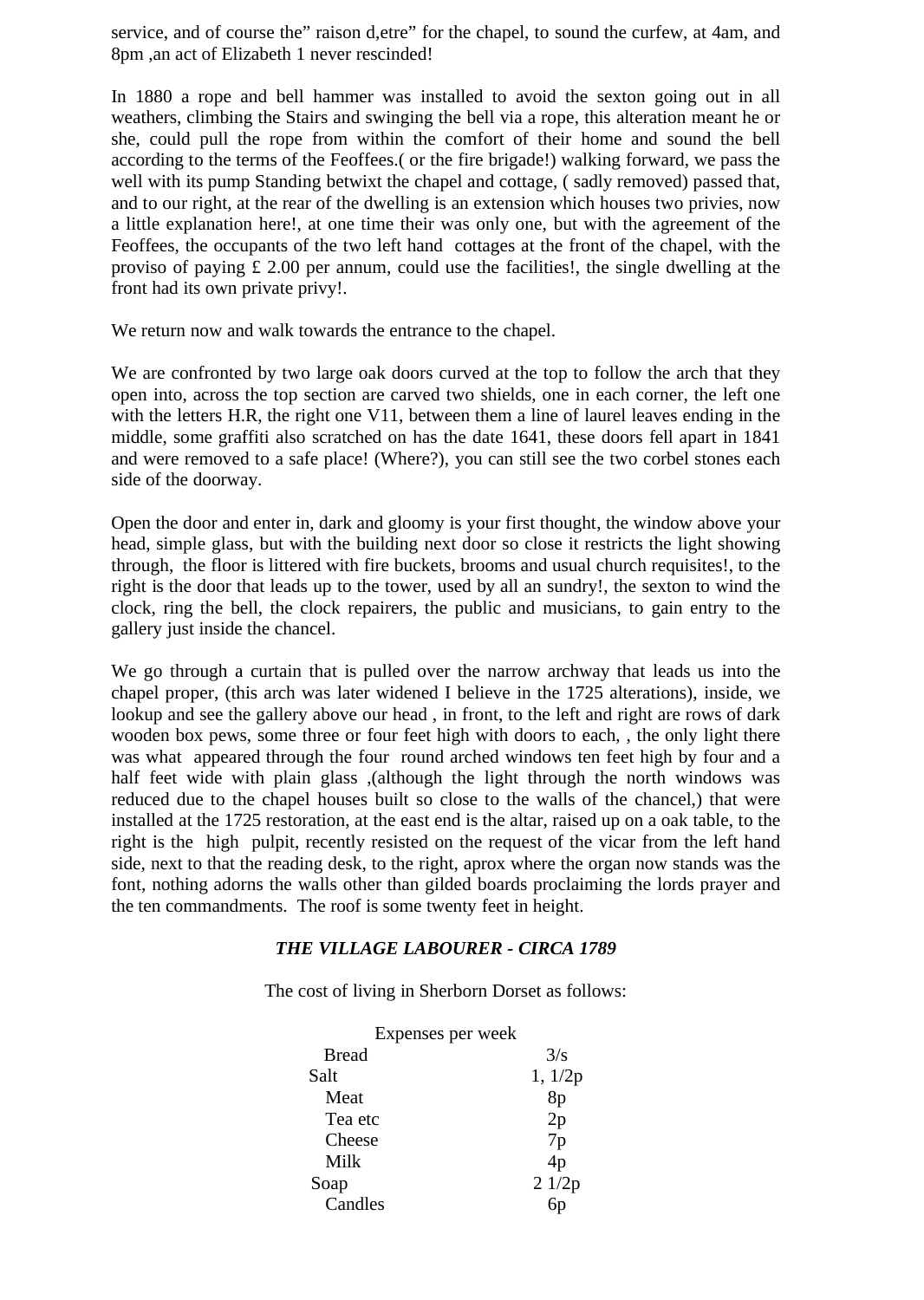service, and of course the" raison d,etre" for the chapel, to sound the curfew, at 4am, and 8pm ,an act of Elizabeth 1 never rescinded!

In 1880 a rope and bell hammer was installed to avoid the sexton going out in all weathers, climbing the Stairs and swinging the bell via a rope, this alteration meant he or she, could pull the rope from within the comfort of their home and sound the bell according to the terms of the Feoffees.( or the fire brigade!) walking forward, we pass the well with its pump Standing betwixt the chapel and cottage, ( sadly removed) passed that, and to our right, at the rear of the dwelling is an extension which houses two privies, now a little explanation here!, at one time their was only one, but with the agreement of the Feoffees, the occupants of the two left hand cottages at the front of the chapel, with the proviso of paying £ 2.00 per annum, could use the facilities!, the single dwelling at the front had its own private privy!.

We return now and walk towards the entrance to the chapel.

We are confronted by two large oak doors curved at the top to follow the arch that they open into, across the top section are carved two shields, one in each corner, the left one with the letters H.R, the right one V11, between them a line of laurel leaves ending in the middle, some graffiti also scratched on has the date 1641, these doors fell apart in 1841 and were removed to a safe place! (Where?), you can still see the two corbel stones each side of the doorway.

Open the door and enter in, dark and gloomy is your first thought, the window above your head, simple glass, but with the building next door so close it restricts the light showing through, the floor is littered with fire buckets, brooms and usual church requisites!, to the right is the door that leads up to the tower, used by all an sundry!, the sexton to wind the clock, ring the bell, the clock repairers, the public and musicians, to gain entry to the gallery just inside the chancel.

We go through a curtain that is pulled over the narrow archway that leads us into the chapel proper, (this arch was later widened I believe in the 1725 alterations), inside, we lookup and see the gallery above our head , in front, to the left and right are rows of dark wooden box pews, some three or four feet high with doors to each, , the only light there was what appeared through the four round arched windows ten feet high by four and a half feet wide with plain glass ,(although the light through the north windows was reduced due to the chapel houses built so close to the walls of the chancel,) that were installed at the 1725 restoration, at the east end is the altar, raised up on a oak table, to the right is the high pulpit, recently resisted on the request of the vicar from the left hand side, next to that the reading desk, to the right, aprox where the organ now stands was the font, nothing adorns the walls other than gilded boards proclaiming the lords prayer and the ten commandments. The roof is some twenty feet in height.

### *THE VILLAGE LABOURER - CIRCA 1789*

The cost of living in Sherborn Dorset as follows:

| Expenses per week | |
|---|---|
| Bread | 3/s |
| Salt | 1, 1/2p |
| Meat | 8p |
| Tea etc | 2p |
| Cheese | 7p |
| Milk | 4p |
| Soap | 2 1/2p |
| Candles | 6p |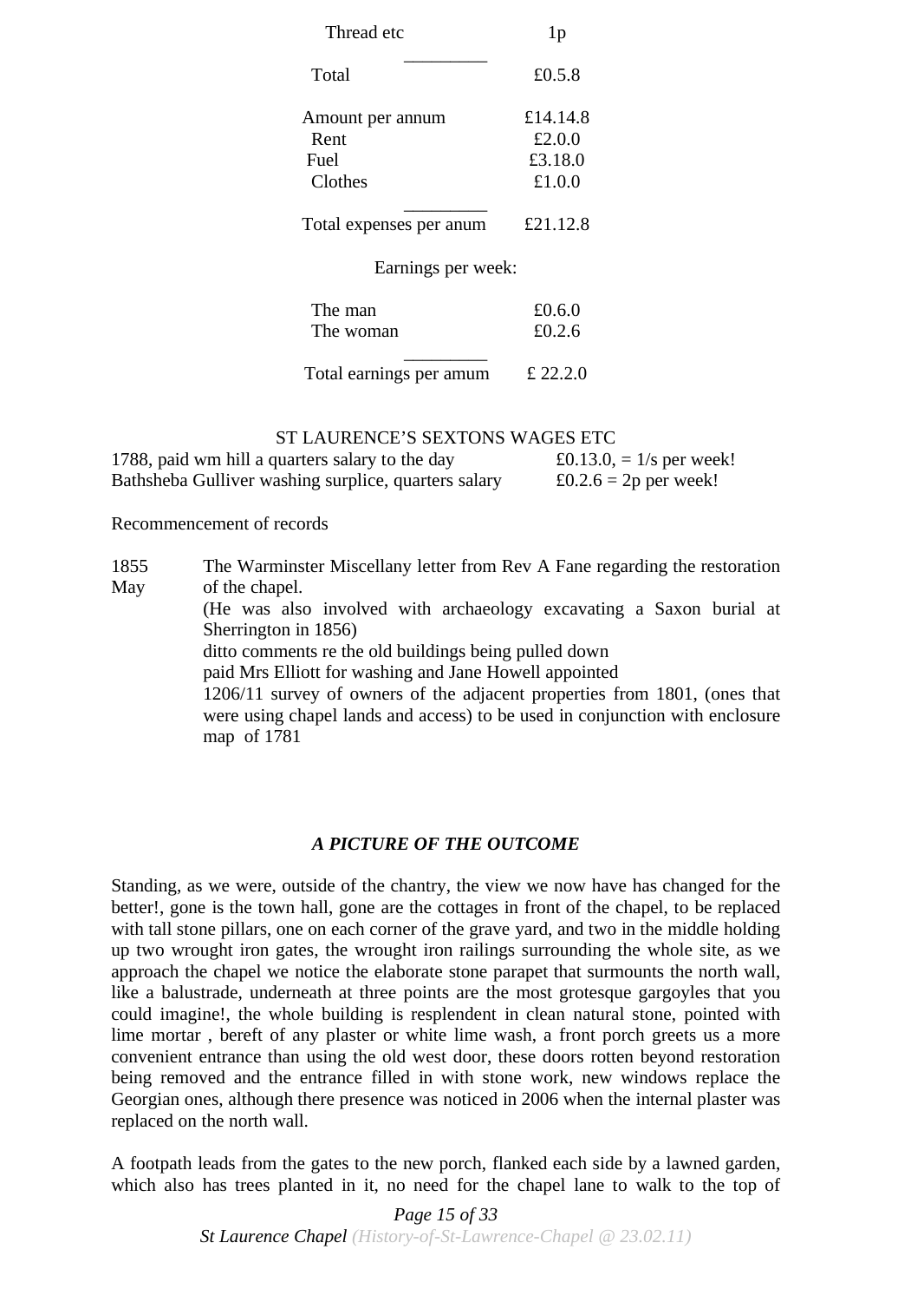| | |
|---|---|
| Thread etc | 1p |
| Total | £0.5.8 |
| Amount per annum | £14.14.8 |
| Rent | £2.0.0 |
| Fuel | £3.18.0 |
| Clothes | £1.0.0 |
| Total expenses per anum | £21.12.8 |

Earnings per week:

| | |
|---|---|
| The man | £0.6.0 |
| The woman | £0.2.6 |
| Total earnings per amum | £ 22.2.0 |

ST LAURENCE'S SEXTONS WAGES ETC

| | |
|---|---|
| 1788, paid wm hill a quarters salary to the day | £0.13.0, = 1/s per week! |
| Bathsheba Gulliver washing surplice, quarters salary | £0.2.6 = 2p per week! |

Recommencement of records

1855 May — The Warminster Miscellany letter from Rev A Fane regarding the restoration of the chapel.
(He was also involved with archaeology excavating a Saxon burial at Sherrington in 1856)
ditto comments re the old buildings being pulled down
paid Mrs Elliott for washing and Jane Howell appointed
1206/11 survey of owners of the adjacent properties from 1801, (ones that were using chapel lands and access) to be used in conjunction with enclosure map of 1781

### *A PICTURE OF THE OUTCOME*

Standing, as we were, outside of the chantry, the view we now have has changed for the better!, gone is the town hall, gone are the cottages in front of the chapel, to be replaced with tall stone pillars, one on each corner of the grave yard, and two in the middle holding up two wrought iron gates, the wrought iron railings surrounding the whole site, as we approach the chapel we notice the elaborate stone parapet that surmounts the north wall, like a balustrade, underneath at three points are the most grotesque gargoyles that you could imagine!, the whole building is resplendent in clean natural stone, pointed with lime mortar , bereft of any plaster or white lime wash, a front porch greets us a more convenient entrance than using the old west door, these doors rotten beyond restoration being removed and the entrance filled in with stone work, new windows replace the Georgian ones, although there presence was noticed in 2006 when the internal plaster was replaced on the north wall.

A footpath leads from the gates to the new porch, flanked each side by a lawned garden, which also has trees planted in it, no need for the chapel lane to walk to the top of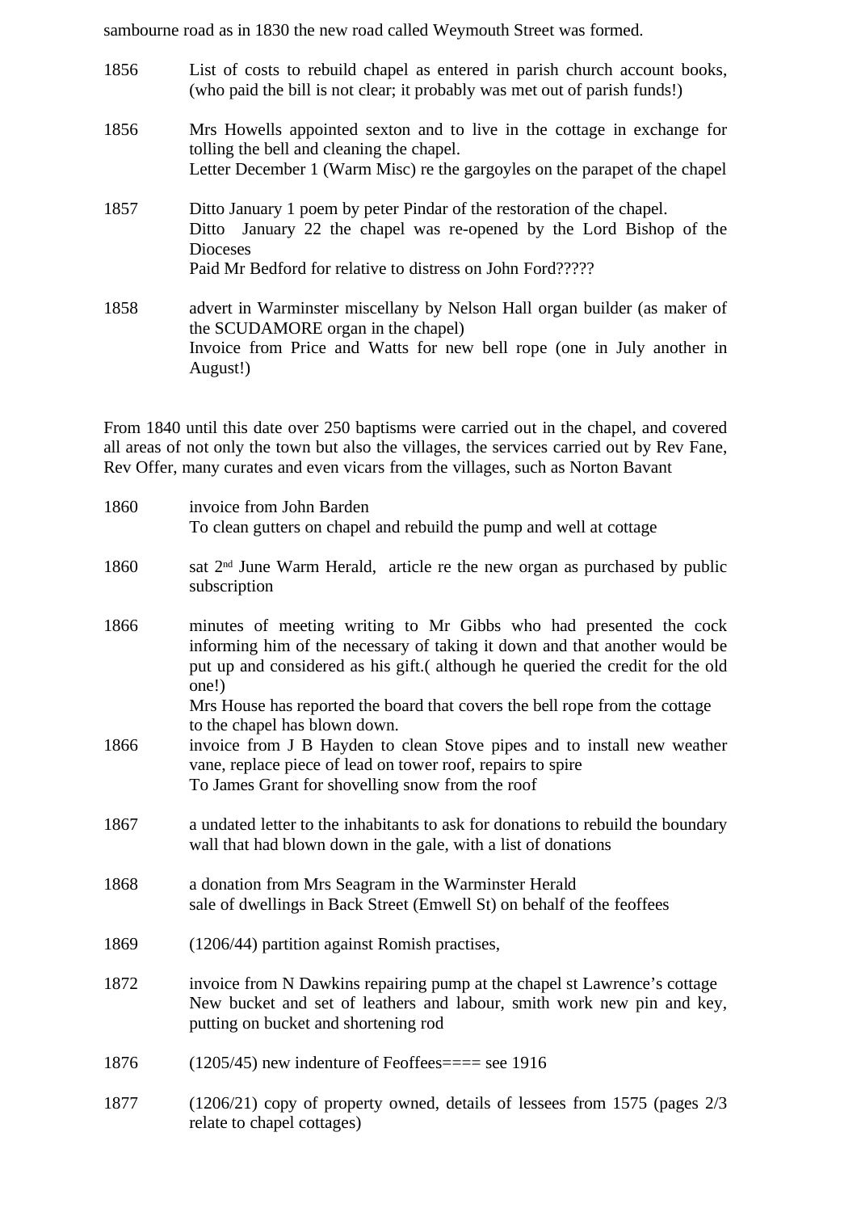sambourne road as in 1830 the new road called Weymouth Street was formed.

1856 List of costs to rebuild chapel as entered in parish church account books, (who paid the bill is not clear; it probably was met out of parish funds!)

1856 Mrs Howells appointed sexton and to live in the cottage in exchange for tolling the bell and cleaning the chapel.
Letter December 1 (Warm Misc) re the gargoyles on the parapet of the chapel

1857 Ditto January 1 poem by peter Pindar of the restoration of the chapel.
Ditto January 22 the chapel was re-opened by the Lord Bishop of the Dioceses
Paid Mr Bedford for relative to distress on John Ford?????

1858 advert in Warminster miscellany by Nelson Hall organ builder (as maker of the SCUDAMORE organ in the chapel)
Invoice from Price and Watts for new bell rope (one in July another in August!)

From 1840 until this date over 250 baptisms were carried out in the chapel, and covered all areas of not only the town but also the villages, the services carried out by Rev Fane, Rev Offer, many curates and even vicars from the villages, such as Norton Bavant

1860 invoice from John Barden
To clean gutters on chapel and rebuild the pump and well at cottage

1860 sat 2nd June Warm Herald, article re the new organ as purchased by public subscription

1866 minutes of meeting writing to Mr Gibbs who had presented the cock informing him of the necessary of taking it down and that another would be put up and considered as his gift.( although he queried the credit for the old one!)
Mrs House has reported the board that covers the bell rope from the cottage to the chapel has blown down.

1866 invoice from J B Hayden to clean Stove pipes and to install new weather vane, replace piece of lead on tower roof, repairs to spire
To James Grant for shovelling snow from the roof

1867 a undated letter to the inhabitants to ask for donations to rebuild the boundary wall that had blown down in the gale, with a list of donations

1868 a donation from Mrs Seagram in the Warminster Herald
sale of dwellings in Back Street (Emwell St) on behalf of the feoffees

1869 (1206/44) partition against Romish practises,

1872 invoice from N Dawkins repairing pump at the chapel st Lawrence's cottage
New bucket and set of leathers and labour, smith work new pin and key, putting on bucket and shortening rod

1876 (1205/45) new indenture of Feoffees==== see 1916

1877 (1206/21) copy of property owned, details of lessees from 1575 (pages 2/3 relate to chapel cottages)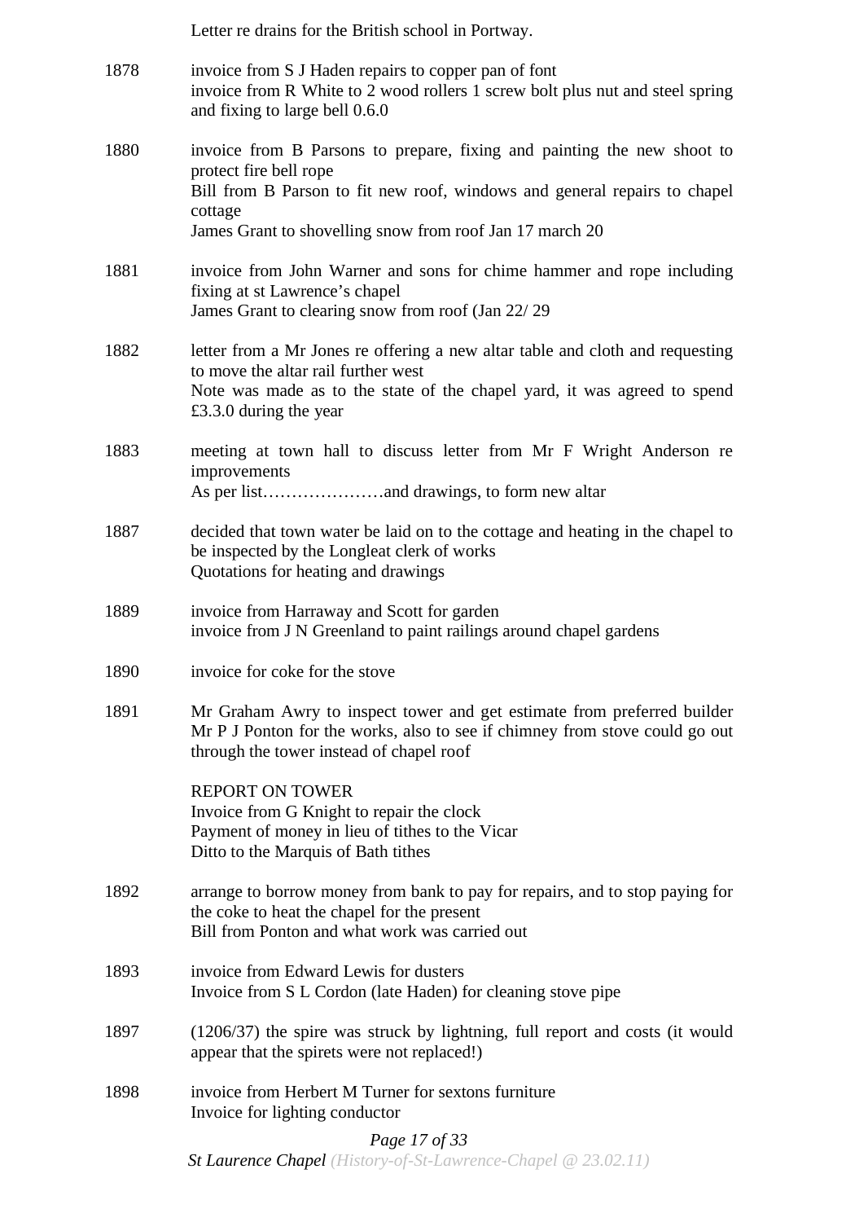Letter re drains for the British school in Portway.

| | |
|---|---|
| 1878 | invoice from S J Haden repairs to copper pan of font<br>invoice from R White to 2 wood rollers 1 screw bolt plus nut and steel spring and fixing to large bell 0.6.0 |
| 1880 | invoice from B Parsons to prepare, fixing and painting the new shoot to protect fire bell rope<br>Bill from B Parson to fit new roof, windows and general repairs to chapel cottage<br>James Grant to shovelling snow from roof Jan 17 march 20 |
| 1881 | invoice from John Warner and sons for chime hammer and rope including fixing at st Lawrence's chapel<br>James Grant to clearing snow from roof (Jan 22/ 29 |
| 1882 | letter from a Mr Jones re offering a new altar table and cloth and requesting to move the altar rail further west<br>Note was made as to the state of the chapel yard, it was agreed to spend £3.3.0 during the year |
| 1883 | meeting at town hall to discuss letter from Mr F Wright Anderson re improvements<br>As per list…………………and drawings, to form new altar |
| 1887 | decided that town water be laid on to the cottage and heating in the chapel to be inspected by the Longleat clerk of works<br>Quotations for heating and drawings |
| 1889 | invoice from Harraway and Scott for garden<br>invoice from J N Greenland to paint railings around chapel gardens |
| 1890 | invoice for coke for the stove |
| 1891 | Mr Graham Awry to inspect tower and get estimate from preferred builder Mr P J Ponton for the works, also to see if chimney from stove could go out through the tower instead of chapel roof<br><br>REPORT ON TOWER<br>Invoice from G Knight to repair the clock<br>Payment of money in lieu of tithes to the Vicar<br>Ditto to the Marquis of Bath tithes |
| 1892 | arrange to borrow money from bank to pay for repairs, and to stop paying for the coke to heat the chapel for the present<br>Bill from Ponton and what work was carried out |
| 1893 | invoice from Edward Lewis for dusters<br>Invoice from S L Cordon (late Haden) for cleaning stove pipe |
| 1897 | (1206/37) the spire was struck by lightning, full report and costs (it would appear that the spirets were not replaced!) |
| 1898 | invoice from Herbert M Turner for sextons furniture<br>Invoice for lighting conductor |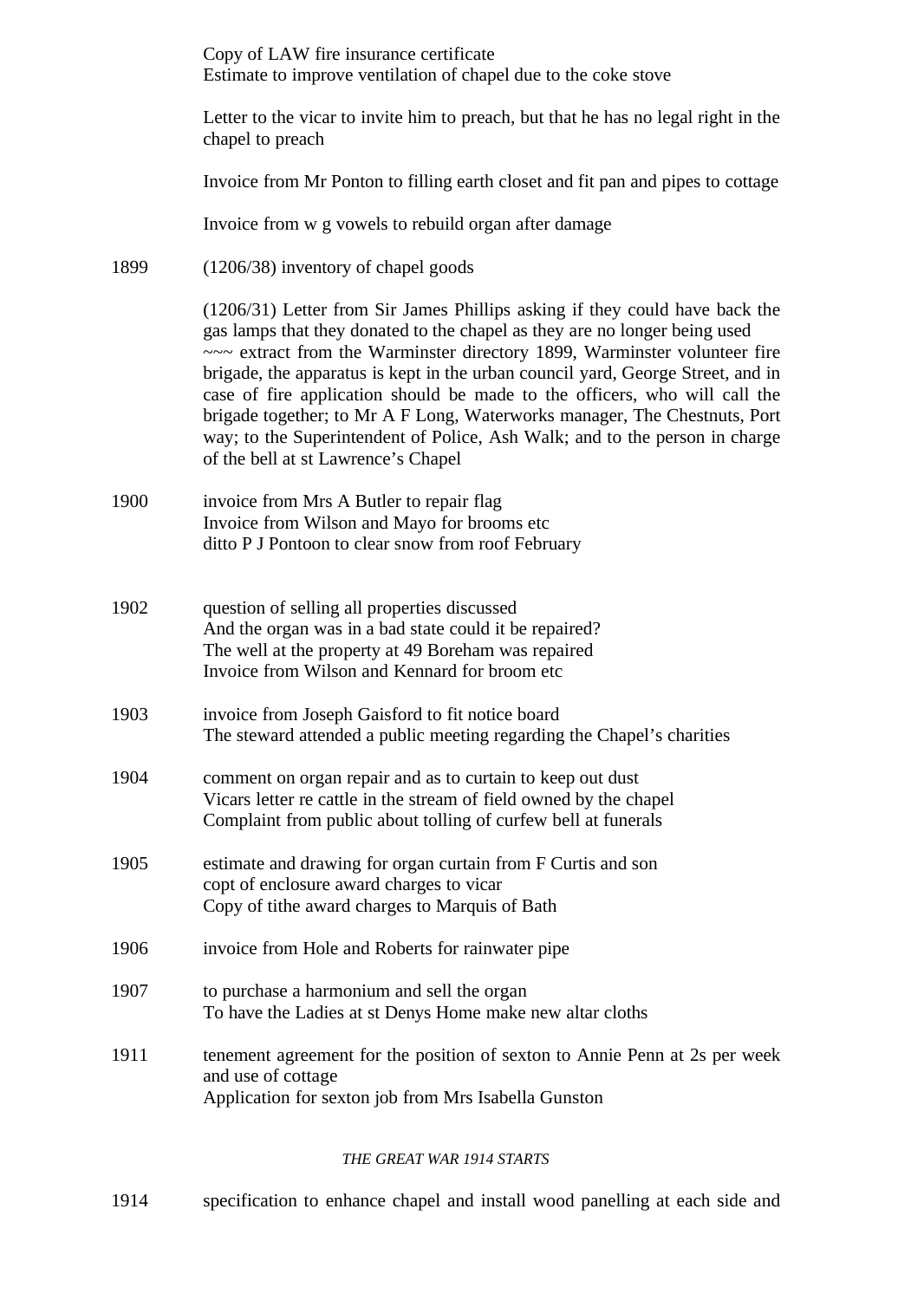Copy of LAW fire insurance certificate
Estimate to improve ventilation of chapel due to the coke stove

Letter to the vicar to invite him to preach, but that he has no legal right in the chapel to preach

Invoice from Mr Ponton to filling earth closet and fit pan and pipes to cottage

Invoice from w g vowels to rebuild organ after damage

1899 (1206/38) inventory of chapel goods

(1206/31) Letter from Sir James Phillips asking if they could have back the gas lamps that they donated to the chapel as they are no longer being used
~~~ extract from the Warminster directory 1899, Warminster volunteer fire brigade, the apparatus is kept in the urban council yard, George Street, and in case of fire application should be made to the officers, who will call the brigade together; to Mr A F Long, Waterworks manager, The Chestnuts, Port way; to the Superintendent of Police, Ash Walk; and to the person in charge of the bell at st Lawrence's Chapel

1900 invoice from Mrs A Butler to repair flag
Invoice from Wilson and Mayo for brooms etc
ditto P J Pontoon to clear snow from roof February

1902 question of selling all properties discussed
And the organ was in a bad state could it be repaired?
The well at the property at 49 Boreham was repaired
Invoice from Wilson and Kennard for broom etc

1903 invoice from Joseph Gaisford to fit notice board
The steward attended a public meeting regarding the Chapel's charities

1904 comment on organ repair and as to curtain to keep out dust
Vicars letter re cattle in the stream of field owned by the chapel
Complaint from public about tolling of curfew bell at funerals

1905 estimate and drawing for organ curtain from F Curtis and son
copt of enclosure award charges to vicar
Copy of tithe award charges to Marquis of Bath

1906 invoice from Hole and Roberts for rainwater pipe

1907 to purchase a harmonium and sell the organ
To have the Ladies at st Denys Home make new altar cloths

1911 tenement agreement for the position of sexton to Annie Penn at 2s per week and use of cottage
Application for sexton job from Mrs Isabella Gunston

*THE GREAT WAR 1914 STARTS*

1914 specification to enhance chapel and install wood panelling at each side and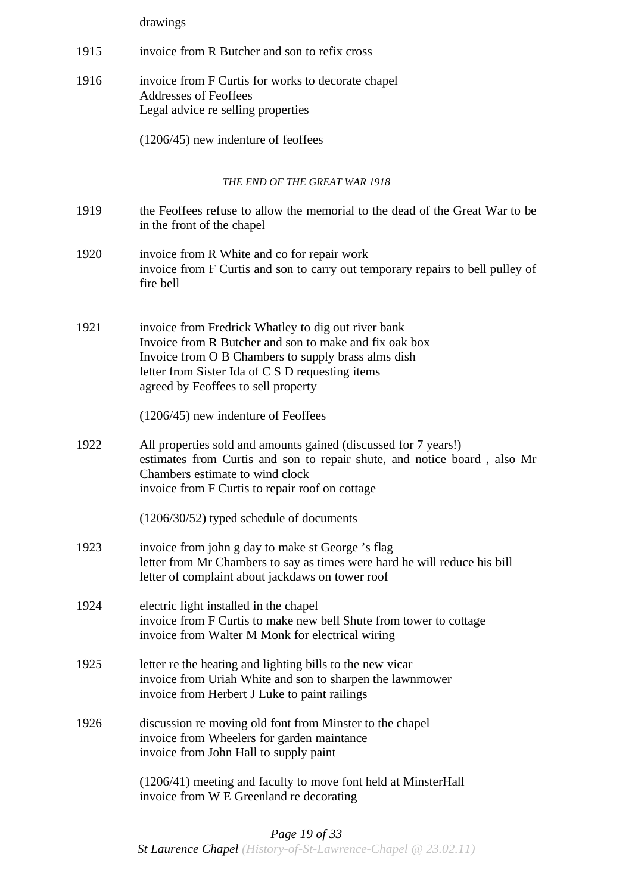drawings

| | |
|---|---|
| 1915 | invoice from R Butcher and son to refix cross |
| 1916 | invoice from F Curtis for works to decorate chapel<br>Addresses of Feoffees<br>Legal advice re selling properties<br><br>(1206/45) new indenture of feoffees |

*THE END OF THE GREAT WAR 1918*

| | |
|---|---|
| 1919 | the Feoffees refuse to allow the memorial to the dead of the Great War to be in the front of the chapel |
| 1920 | invoice from R White and co for repair work<br>invoice from F Curtis and son to carry out temporary repairs to bell pulley of fire bell |
| 1921 | invoice from Fredrick Whatley to dig out river bank<br>Invoice from R Butcher and son to make and fix oak box<br>Invoice from O B Chambers to supply brass alms dish<br>letter from Sister Ida of C S D requesting items<br>agreed by Feoffees to sell property<br><br>(1206/45) new indenture of Feoffees |
| 1922 | All properties sold and amounts gained (discussed for 7 years!)<br>estimates from Curtis and son to repair shute, and notice board , also Mr Chambers estimate to wind clock<br>invoice from F Curtis to repair roof on cottage<br><br>(1206/30/52) typed schedule of documents |
| 1923 | invoice from john g day to make st George 's flag<br>letter from Mr Chambers to say as times were hard he will reduce his bill<br>letter of complaint about jackdaws on tower roof |
| 1924 | electric light installed in the chapel<br>invoice from F Curtis to make new bell Shute from tower to cottage<br>invoice from Walter M Monk for electrical wiring |
| 1925 | letter re the heating and lighting bills to the new vicar<br>invoice from Uriah White and son to sharpen the lawnmower<br>invoice from Herbert J Luke to paint railings |
| 1926 | discussion re moving old font from Minster to the chapel<br>invoice from Wheelers for garden maintance<br>invoice from John Hall to supply paint<br><br>(1206/41) meeting and faculty to move font held at MinsterHall<br>invoice from W E Greenland re decorating |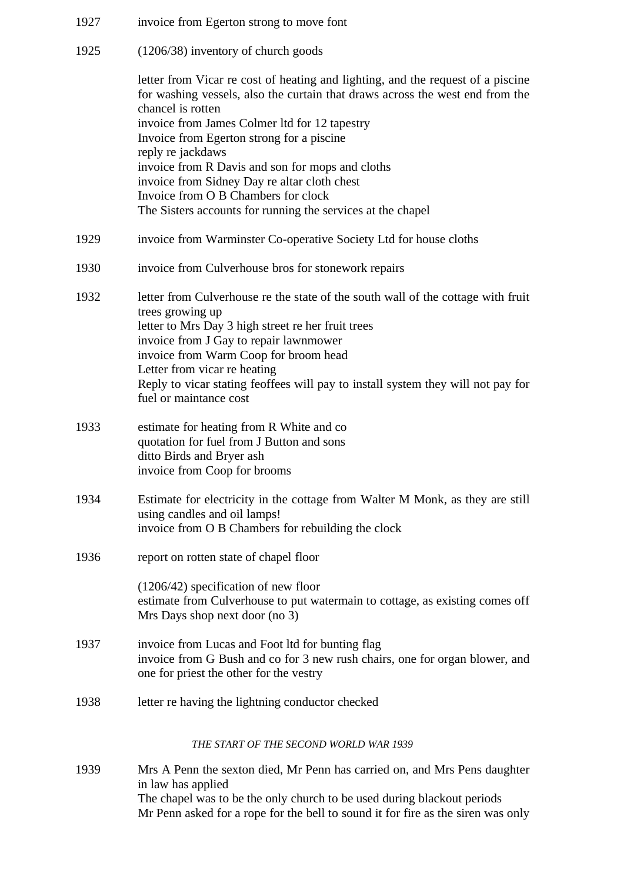1927 invoice from Egerton strong to move font

1925 (1206/38) inventory of church goods

letter from Vicar re cost of heating and lighting, and the request of a piscine for washing vessels, also the curtain that draws across the west end from the chancel is rotten
invoice from James Colmer ltd for 12 tapestry
Invoice from Egerton strong for a piscine
reply re jackdaws
invoice from R Davis and son for mops and cloths
invoice from Sidney Day re altar cloth chest
Invoice from O B Chambers for clock
The Sisters accounts for running the services at the chapel

1929 invoice from Warminster Co-operative Society Ltd for house cloths

1930 invoice from Culverhouse bros for stonework repairs

1932 letter from Culverhouse re the state of the south wall of the cottage with fruit trees growing up
letter to Mrs Day 3 high street re her fruit trees
invoice from J Gay to repair lawnmower
invoice from Warm Coop for broom head
Letter from vicar re heating
Reply to vicar stating feoffees will pay to install system they will not pay for fuel or maintance cost

1933 estimate for heating from R White and co
quotation for fuel from J Button and sons
ditto Birds and Bryer ash
invoice from Coop for brooms

1934 Estimate for electricity in the cottage from Walter M Monk, as they are still using candles and oil lamps!
invoice from O B Chambers for rebuilding the clock

1936 report on rotten state of chapel floor

(1206/42) specification of new floor
estimate from Culverhouse to put watermain to cottage, as existing comes off Mrs Days shop next door (no 3)

1937 invoice from Lucas and Foot ltd for bunting flag
invoice from G Bush and co for 3 new rush chairs, one for organ blower, and one for priest the other for the vestry

1938 letter re having the lightning conductor checked

*THE START OF THE SECOND WORLD WAR 1939*

1939 Mrs A Penn the sexton died, Mr Penn has carried on, and Mrs Pens daughter in law has applied
The chapel was to be the only church to be used during blackout periods
Mr Penn asked for a rope for the bell to sound it for fire as the siren was only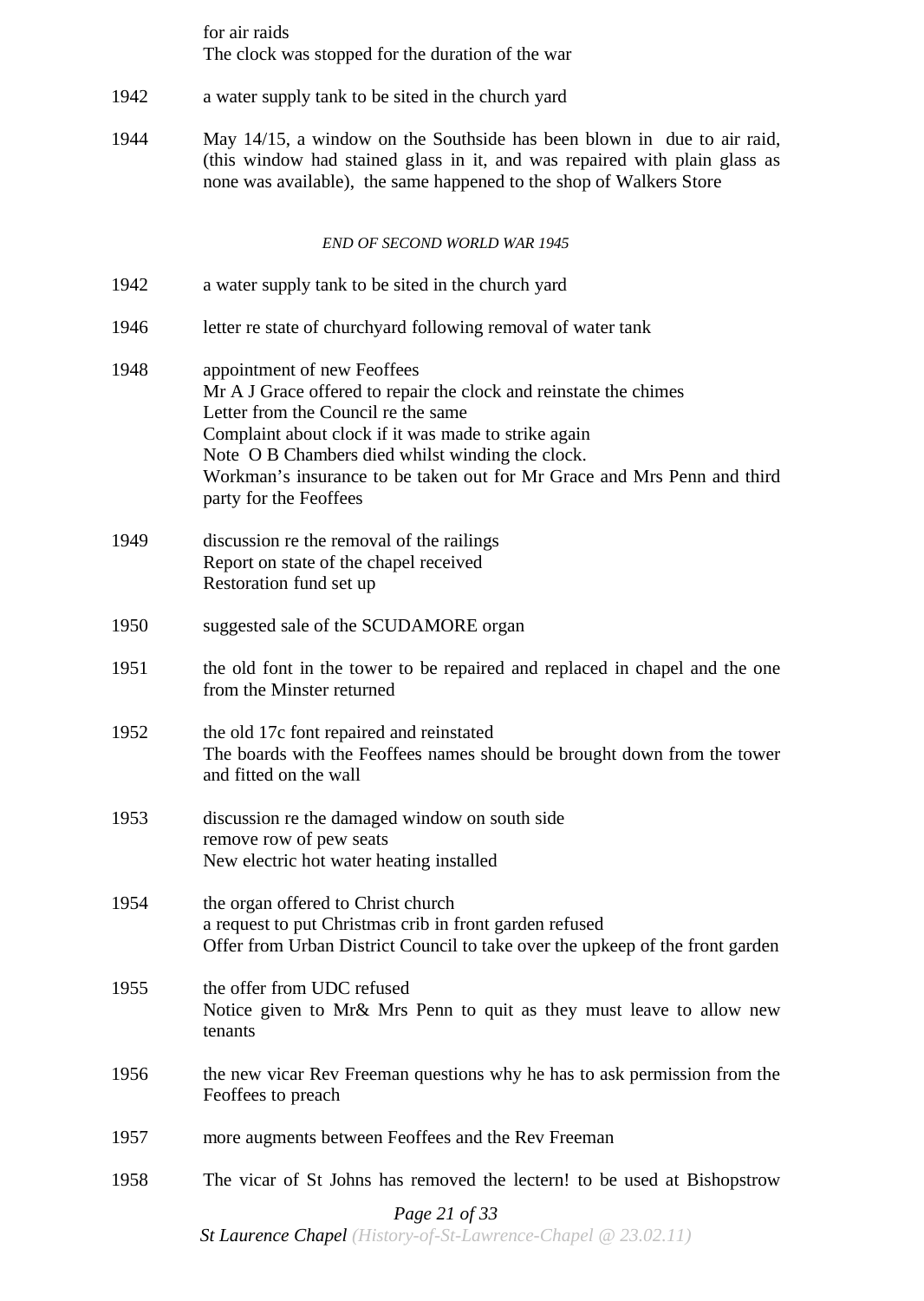for air raids
The clock was stopped for the duration of the war

1942 a water supply tank to be sited in the church yard

1944 May 14/15, a window on the Southside has been blown in due to air raid, (this window had stained glass in it, and was repaired with plain glass as none was available), the same happened to the shop of Walkers Store

*END OF SECOND WORLD WAR 1945*

1942 a water supply tank to be sited in the church yard

1946 letter re state of churchyard following removal of water tank

1948 appointment of new Feoffees
Mr A J Grace offered to repair the clock and reinstate the chimes
Letter from the Council re the same
Complaint about clock if it was made to strike again
Note O B Chambers died whilst winding the clock.
Workman's insurance to be taken out for Mr Grace and Mrs Penn and third party for the Feoffees

1949 discussion re the removal of the railings
Report on state of the chapel received
Restoration fund set up

1950 suggested sale of the SCUDAMORE organ

1951 the old font in the tower to be repaired and replaced in chapel and the one from the Minster returned

1952 the old 17c font repaired and reinstated
The boards with the Feoffees names should be brought down from the tower and fitted on the wall

1953 discussion re the damaged window on south side
remove row of pew seats
New electric hot water heating installed

1954 the organ offered to Christ church
a request to put Christmas crib in front garden refused
Offer from Urban District Council to take over the upkeep of the front garden

1955 the offer from UDC refused
Notice given to Mr& Mrs Penn to quit as they must leave to allow new tenants

1956 the new vicar Rev Freeman questions why he has to ask permission from the Feoffees to preach

1957 more augments between Feoffees and the Rev Freeman

1958 The vicar of St Johns has removed the lectern! to be used at Bishopstrow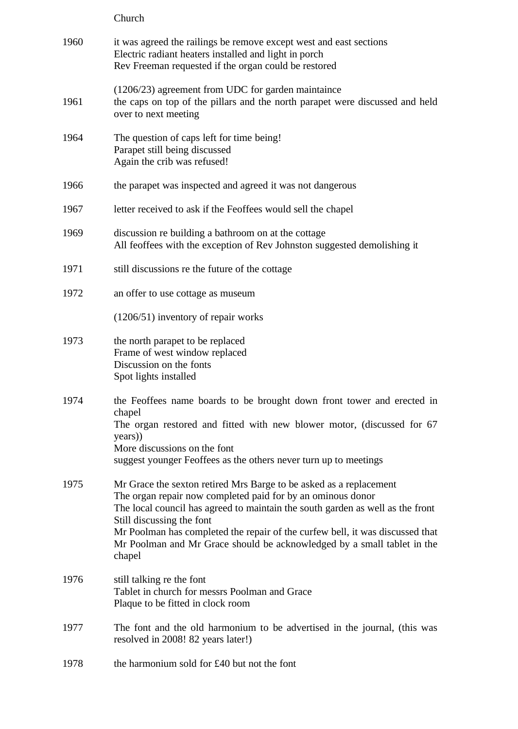Church

| | |
|---|---|
| 1960 | it was agreed the railings be remove except west and east sections<br>Electric radiant heaters installed and light in porch<br>Rev Freeman requested if the organ could be restored |
| | (1206/23) agreement from UDC for garden maintaince |
| 1961 | the caps on top of the pillars and the north parapet were discussed and held over to next meeting |
| 1964 | The question of caps left for time being!<br>Parapet still being discussed<br>Again the crib was refused! |
| 1966 | the parapet was inspected and agreed it was not dangerous |
| 1967 | letter received to ask if the Feoffees would sell the chapel |
| 1969 | discussion re building a bathroom on at the cottage<br>All feoffees with the exception of Rev Johnston suggested demolishing it |
| 1971 | still discussions re the future of the cottage |
| 1972 | an offer to use cottage as museum |
| | (1206/51) inventory of repair works |
| 1973 | the north parapet to be replaced<br>Frame of west window replaced<br>Discussion on the fonts<br>Spot lights installed |
| 1974 | the Feoffees name boards to be brought down front tower and erected in chapel<br>The organ restored and fitted with new blower motor, (discussed for 67 years))<br>More discussions on the font<br>suggest younger Feoffees as the others never turn up to meetings |
| 1975 | Mr Grace the sexton retired Mrs Barge to be asked as a replacement<br>The organ repair now completed paid for by an ominous donor<br>The local council has agreed to maintain the south garden as well as the front<br>Still discussing the font<br>Mr Poolman has completed the repair of the curfew bell, it was discussed that Mr Poolman and Mr Grace should be acknowledged by a small tablet in the chapel |
| 1976 | still talking re the font<br>Tablet in church for messrs Poolman and Grace<br>Plaque to be fitted in clock room |
| 1977 | The font and the old harmonium to be advertised in the journal, (this was resolved in 2008! 82 years later!) |
| 1978 | the harmonium sold for £40 but not the font |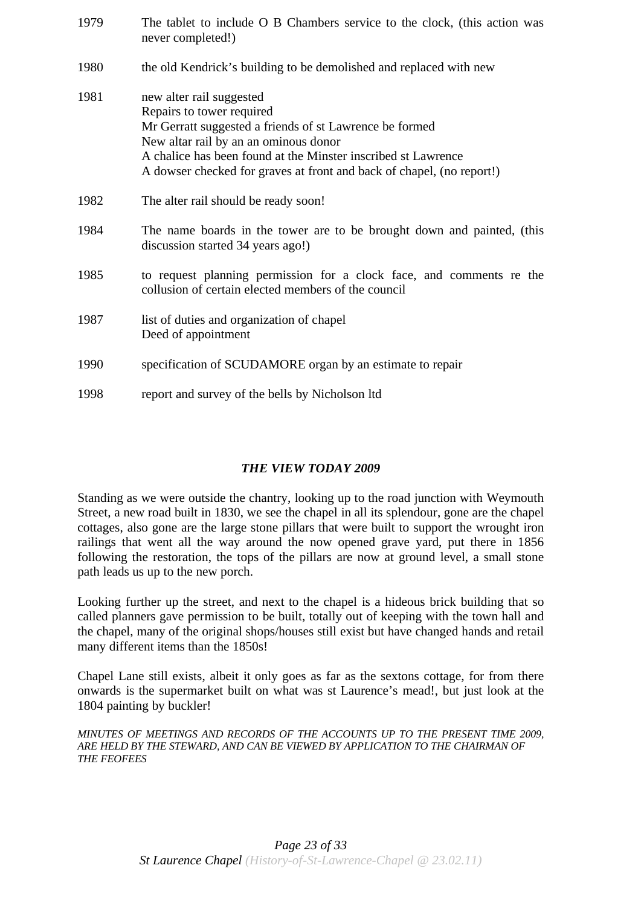1979 The tablet to include O B Chambers service to the clock, (this action was never completed!)

1980 the old Kendrick's building to be demolished and replaced with new

1981 new alter rail suggested
Repairs to tower required
Mr Gerratt suggested a friends of st Lawrence be formed
New altar rail by an an ominous donor
A chalice has been found at the Minster inscribed st Lawrence
A dowser checked for graves at front and back of chapel, (no report!)

1982 The alter rail should be ready soon!

1984 The name boards in the tower are to be brought down and painted, (this discussion started 34 years ago!)

1985 to request planning permission for a clock face, and comments re the collusion of certain elected members of the council

1987 list of duties and organization of chapel
Deed of appointment

1990 specification of SCUDAMORE organ by an estimate to repair

1998 report and survey of the bells by Nicholson ltd

### *THE VIEW TODAY 2009*

Standing as we were outside the chantry, looking up to the road junction with Weymouth Street, a new road built in 1830, we see the chapel in all its splendour, gone are the chapel cottages, also gone are the large stone pillars that were built to support the wrought iron railings that went all the way around the now opened grave yard, put there in 1856 following the restoration, the tops of the pillars are now at ground level, a small stone path leads us up to the new porch.

Looking further up the street, and next to the chapel is a hideous brick building that so called planners gave permission to be built, totally out of keeping with the town hall and the chapel, many of the original shops/houses still exist but have changed hands and retail many different items than the 1850s!

Chapel Lane still exists, albeit it only goes as far as the sextons cottage, for from there onwards is the supermarket built on what was st Laurence's mead!, but just look at the 1804 painting by buckler!

*MINUTES OF MEETINGS AND RECORDS OF THE ACCOUNTS UP TO THE PRESENT TIME 2009, ARE HELD BY THE STEWARD, AND CAN BE VIEWED BY APPLICATION TO THE CHAIRMAN OF THE FEOFEES*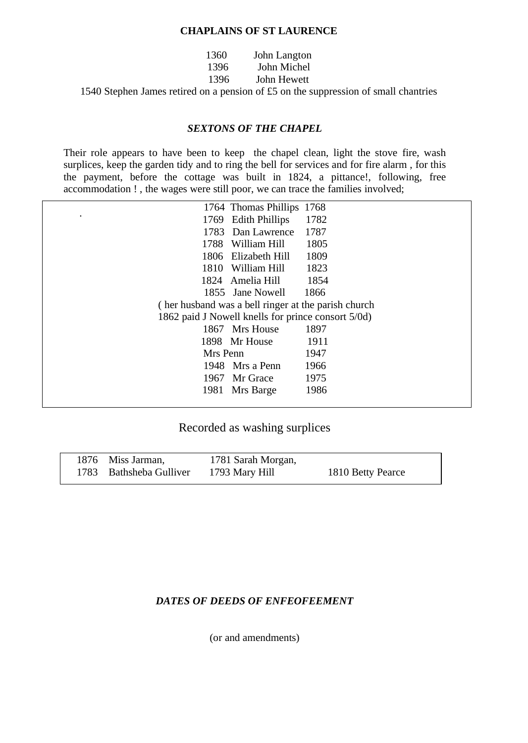**CHAPLAINS OF ST LAURENCE**

1360 John Langton
1396 John Michel
1396 John Hewett
1540 Stephen James retired on a pension of £5 on the suppression of small chantries

***SEXTONS OF THE CHAPEL***

Their role appears to have been to keep the chapel clean, light the stove fire, wash surplices, keep the garden tidy and to ring the bell for services and for fire alarm , for this the payment, before the cottage was built in 1824, a pittance!, following, free accommodation ! , the wages were still poor, we can trace the families involved;

| | | |
|---|---|---|
| 1764 | Thomas Phillips | 1768 |
| 1769 | Edith Phillips | 1782 |
| 1783 | Dan Lawrence | 1787 |
| 1788 | William Hill | 1805 |
| 1806 | Elizabeth Hill | 1809 |
| 1810 | William Hill | 1823 |
| 1824 | Amelia Hill | 1854 |
| 1855 | Jane Nowell | 1866 |
| ( her husband was a bell ringer at the parish church 1862 paid J Nowell knells for prince consort 5/0d) | | |
| 1867 | Mrs House | 1897 |
| 1898 | Mr House | 1911 |
| | Mrs Penn | 1947 |
| 1948 | Mrs a Penn | 1966 |
| 1967 | Mr Grace | 1975 |
| 1981 | Mrs Barge | 1986 |

Recorded as washing surplices

| | | |
|---|---|---|
| 1876 Miss Jarman, | 1781 Sarah Morgan, | |
| 1783 Bathsheba Gulliver | 1793 Mary Hill | 1810 Betty Pearce |

***DATES OF DEEDS OF ENFEOFEEMENT***

(or and amendments)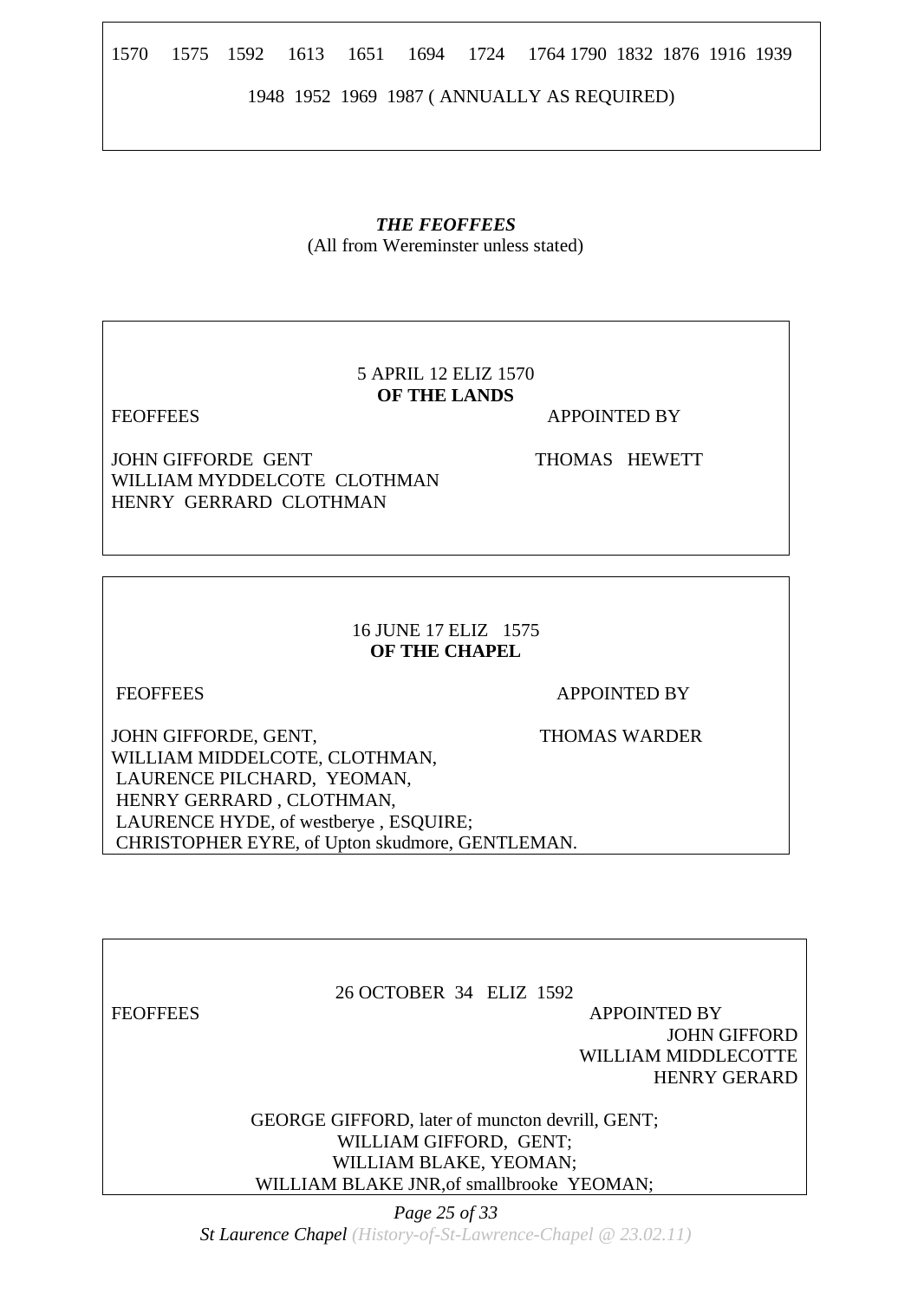1570 1575 1592 1613 1651 1694 1724 1764 1790 1832 1876 1916 1939

1948 1952 1969 1987 ( ANNUALLY AS REQUIRED)

***THE FEOFFEES***

(All from Wereminster unless stated)

5 APRIL 12 ELIZ 1570

**OF THE LANDS**

| FEOFFEES | APPOINTED BY |
|---|---|
| JOHN GIFFORDE GENT | THOMAS HEWETT |
| WILLIAM MYDDELCOTE CLOTHMAN | |
| HENRY GERRARD CLOTHMAN | |

16 JUNE 17 ELIZ 1575

**OF THE CHAPEL**

| FEOFFEES | APPOINTED BY |
|---|---|
| JOHN GIFFORDE, GENT, | THOMAS WARDER |
| WILLIAM MIDDELCOTE, CLOTHMAN, | |
| LAURENCE PILCHARD, YEOMAN, | |
| HENRY GERRARD , CLOTHMAN, | |
| LAURENCE HYDE, of westberye , ESQUIRE; | |
| CHRISTOPHER EYRE, of Upton skudmore, GENTLEMAN. | |

26 OCTOBER 34 ELIZ 1592

| FEOFFEES | APPOINTED BY |
|---|---|
| | JOHN GIFFORD |
| | WILLIAM MIDDLECOTTE |
| | HENRY GERARD |

GEORGE GIFFORD, later of muncton devrill, GENT;
WILLIAM GIFFORD, GENT;
WILLIAM BLAKE, YEOMAN;
WILLIAM BLAKE JNR,of smallbrooke YEOMAN;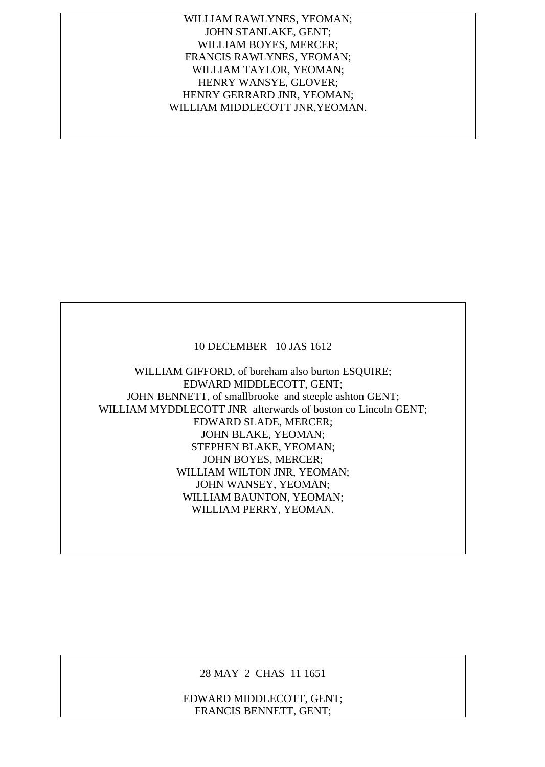WILLIAM RAWLYNES, YEOMAN;
JOHN STANLAKE, GENT;
WILLIAM BOYES, MERCER;
FRANCIS RAWLYNES, YEOMAN;
WILLIAM TAYLOR, YEOMAN;
HENRY WANSYE, GLOVER;
HENRY GERRARD JNR, YEOMAN;
WILLIAM MIDDLECOTT JNR,YEOMAN.

10 DECEMBER 10 JAS 1612

WILLIAM GIFFORD, of boreham also burton ESQUIRE;
EDWARD MIDDLECOTT, GENT;
JOHN BENNETT, of smallbrooke and steeple ashton GENT;
WILLIAM MYDDLECOTT JNR afterwards of boston co Lincoln GENT;
EDWARD SLADE, MERCER;
JOHN BLAKE, YEOMAN;
STEPHEN BLAKE, YEOMAN;
JOHN BOYES, MERCER;
WILLIAM WILTON JNR, YEOMAN;
JOHN WANSEY, YEOMAN;
WILLIAM BAUNTON, YEOMAN;
WILLIAM PERRY, YEOMAN.

28 MAY 2 CHAS 11 1651

EDWARD MIDDLECOTT, GENT;
FRANCIS BENNETT, GENT;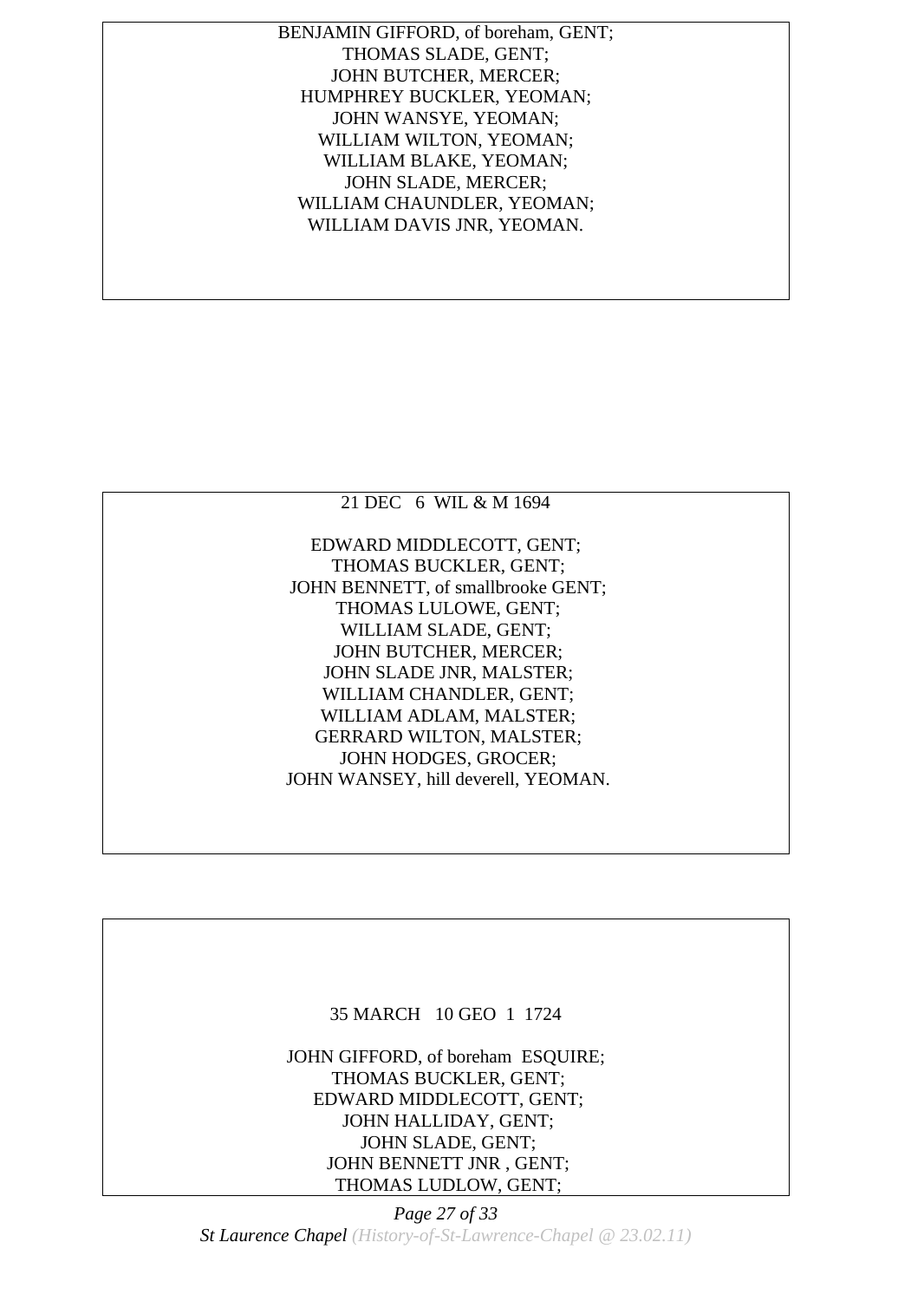BENJAMIN GIFFORD, of boreham, GENT;
THOMAS SLADE, GENT;
JOHN BUTCHER, MERCER;
HUMPHREY BUCKLER, YEOMAN;
JOHN WANSYE, YEOMAN;
WILLIAM WILTON, YEOMAN;
WILLIAM BLAKE, YEOMAN;
JOHN SLADE, MERCER;
WILLIAM CHAUNDLER, YEOMAN;
WILLIAM DAVIS JNR, YEOMAN.

21 DEC 6 WIL & M 1694

EDWARD MIDDLECOTT, GENT;
THOMAS BUCKLER, GENT;
JOHN BENNETT, of smallbrooke GENT;
THOMAS LULOWE, GENT;
WILLIAM SLADE, GENT;
JOHN BUTCHER, MERCER;
JOHN SLADE JNR, MALSTER;
WILLIAM CHANDLER, GENT;
WILLIAM ADLAM, MALSTER;
GERRARD WILTON, MALSTER;
JOHN HODGES, GROCER;
JOHN WANSEY, hill deverell, YEOMAN.

35 MARCH 10 GEO 1 1724

JOHN GIFFORD, of boreham ESQUIRE;
THOMAS BUCKLER, GENT;
EDWARD MIDDLECOTT, GENT;
JOHN HALLIDAY, GENT;
JOHN SLADE, GENT;
JOHN BENNETT JNR , GENT;
THOMAS LUDLOW, GENT;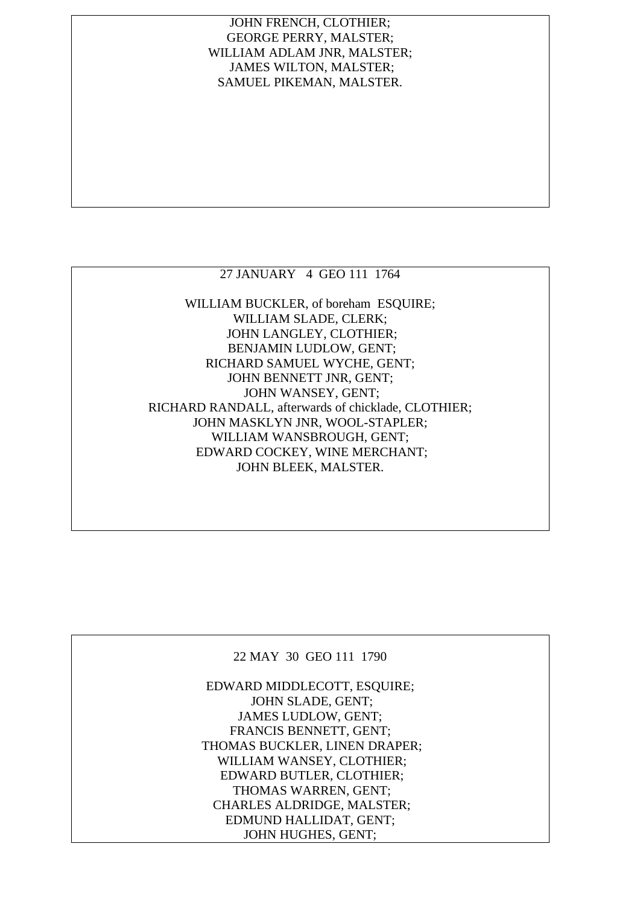JOHN FRENCH, CLOTHIER;
GEORGE PERRY, MALSTER;
WILLIAM ADLAM JNR, MALSTER;
JAMES WILTON, MALSTER;
SAMUEL PIKEMAN, MALSTER.

27 JANUARY 4 GEO 111 1764

WILLIAM BUCKLER, of boreham ESQUIRE;
WILLIAM SLADE, CLERK;
JOHN LANGLEY, CLOTHIER;
BENJAMIN LUDLOW, GENT;
RICHARD SAMUEL WYCHE, GENT;
JOHN BENNETT JNR, GENT;
JOHN WANSEY, GENT;
RICHARD RANDALL, afterwards of chicklade, CLOTHIER;
JOHN MASKLYN JNR, WOOL-STAPLER;
WILLIAM WANSBROUGH, GENT;
EDWARD COCKEY, WINE MERCHANT;
JOHN BLEEK, MALSTER.

22 MAY 30 GEO 111 1790

EDWARD MIDDLECOTT, ESQUIRE;
JOHN SLADE, GENT;
JAMES LUDLOW, GENT;
FRANCIS BENNETT, GENT;
THOMAS BUCKLER, LINEN DRAPER;
WILLIAM WANSEY, CLOTHIER;
EDWARD BUTLER, CLOTHIER;
THOMAS WARREN, GENT;
CHARLES ALDRIDGE, MALSTER;
EDMUND HALLIDAT, GENT;
JOHN HUGHES, GENT;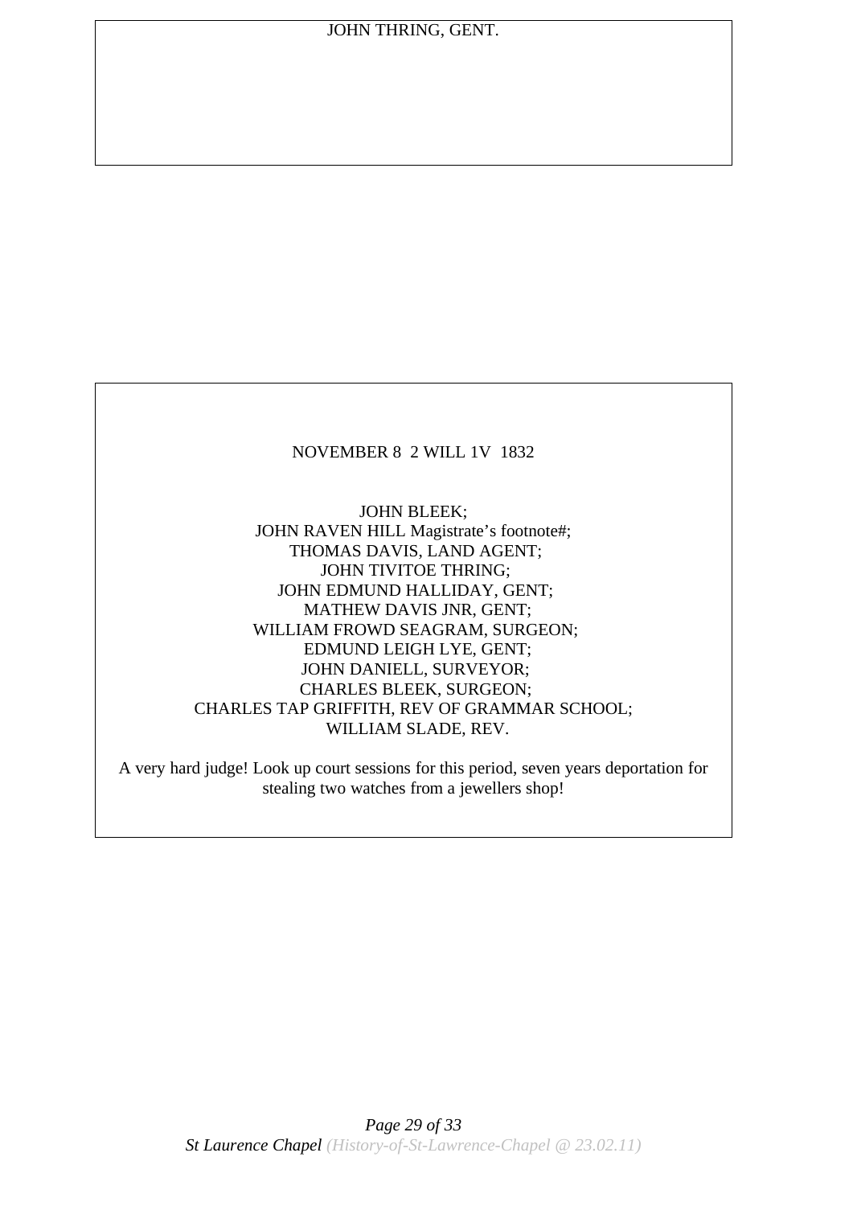JOHN THRING, GENT.

NOVEMBER 8  2 WILL 1V  1832

JOHN BLEEK;
JOHN RAVEN HILL Magistrate's footnote#;
THOMAS DAVIS, LAND AGENT;
JOHN TIVITOE THRING;
JOHN EDMUND HALLIDAY, GENT;
MATHEW DAVIS JNR, GENT;
WILLIAM FROWD SEAGRAM, SURGEON;
EDMUND LEIGH LYE, GENT;
JOHN DANIELL, SURVEYOR;
CHARLES BLEEK, SURGEON;
CHARLES TAP GRIFFITH, REV OF GRAMMAR SCHOOL;
WILLIAM SLADE, REV.

A very hard judge! Look up court sessions for this period, seven years deportation for stealing two watches from a jewellers shop!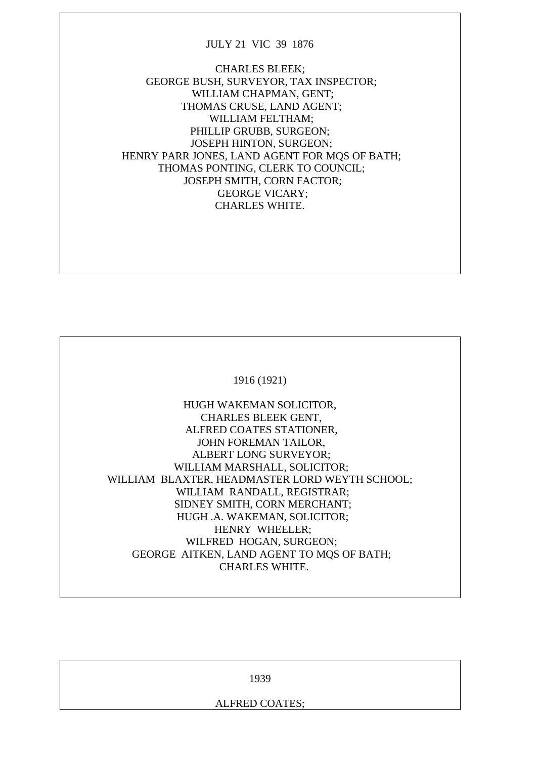JULY 21 VIC 39 1876

CHARLES BLEEK;
GEORGE BUSH, SURVEYOR, TAX INSPECTOR;
WILLIAM CHAPMAN, GENT;
THOMAS CRUSE, LAND AGENT;
WILLIAM FELTHAM;
PHILLIP GRUBB, SURGEON;
JOSEPH HINTON, SURGEON;
HENRY PARR JONES, LAND AGENT FOR MQS OF BATH;
THOMAS PONTING, CLERK TO COUNCIL;
JOSEPH SMITH, CORN FACTOR;
GEORGE VICARY;
CHARLES WHITE.

1916 (1921)

HUGH WAKEMAN SOLICITOR,
CHARLES BLEEK GENT,
ALFRED COATES STATIONER,
JOHN FOREMAN TAILOR,
ALBERT LONG SURVEYOR;
WILLIAM MARSHALL, SOLICITOR;
WILLIAM BLAXTER, HEADMASTER LORD WEYTH SCHOOL;
WILLIAM RANDALL, REGISTRAR;
SIDNEY SMITH, CORN MERCHANT;
HUGH .A. WAKEMAN, SOLICITOR;
HENRY WHEELER;
WILFRED HOGAN, SURGEON;
GEORGE AITKEN, LAND AGENT TO MQS OF BATH;
CHARLES WHITE.

1939

ALFRED COATES;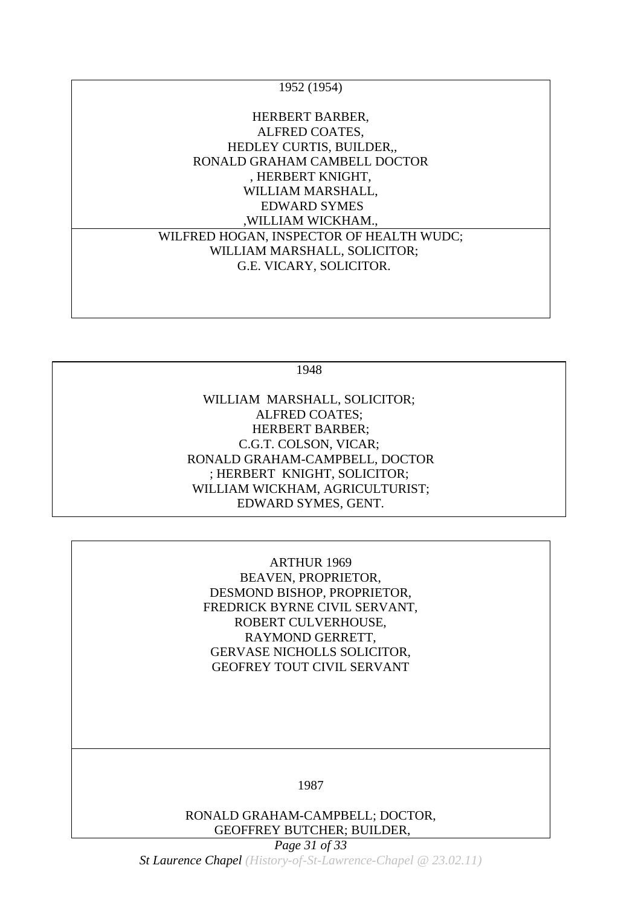| 1952 (1954)<br><br>HERBERT BARBER,<br>ALFRED COATES,<br>HEDLEY CURTIS, BUILDER,,<br>RONALD GRAHAM CAMBELL DOCTOR<br>, HERBERT KNIGHT,<br>WILLIAM MARSHALL,<br>EDWARD SYMES<br>,WILLIAM WICKHAM., |
|---|
| WILFRED HOGAN, INSPECTOR OF HEALTH WUDC;<br>WILLIAM MARSHALL, SOLICITOR;<br>G.E. VICARY, SOLICITOR. |

| 1948<br><br>WILLIAM MARSHALL, SOLICITOR;<br>ALFRED COATES;<br>HERBERT BARBER;<br>C.G.T. COLSON, VICAR;<br>RONALD GRAHAM-CAMPBELL, DOCTOR<br>; HERBERT KNIGHT, SOLICITOR;<br>WILLIAM WICKHAM, AGRICULTURIST;<br>EDWARD SYMES, GENT. |
|---|

| ARTHUR 1969<br>BEAVEN, PROPRIETOR,<br>DESMOND BISHOP, PROPRIETOR,<br>FREDRICK BYRNE CIVIL SERVANT,<br>ROBERT CULVERHOUSE,<br>RAYMOND GERRETT,<br>GERVASE NICHOLLS SOLICITOR,<br>GEOFREY TOUT CIVIL SERVANT |
|---|
| 1987<br><br>RONALD GRAHAM-CAMPBELL; DOCTOR,<br>GEOFFREY BUTCHER; BUILDER, |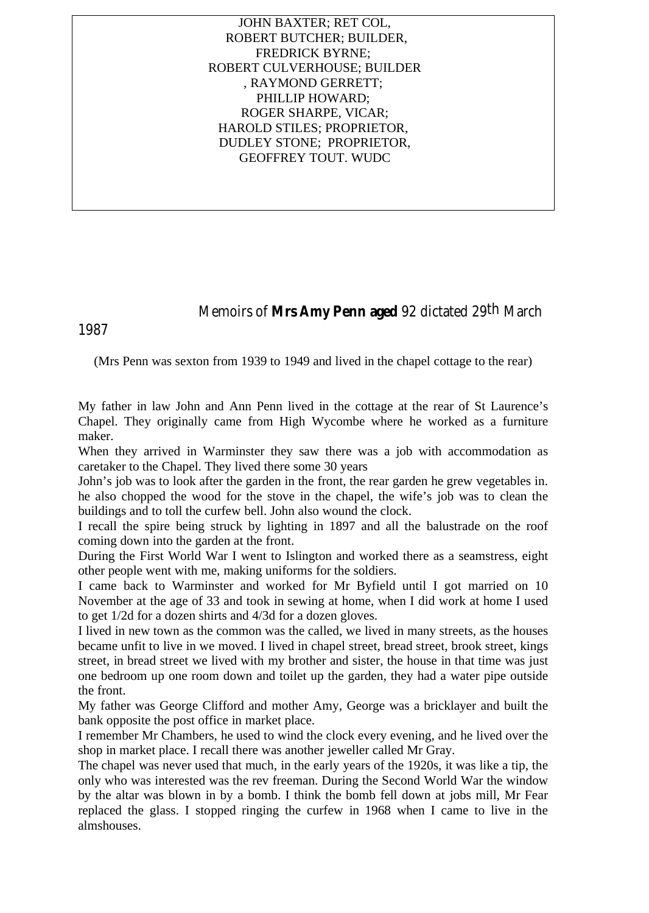JOHN BAXTER; RET COL,
ROBERT BUTCHER; BUILDER,
FREDRICK BYRNE;
ROBERT CULVERHOUSE; BUILDER
, RAYMOND GERRETT;
PHILLIP HOWARD;
ROGER SHARPE, VICAR;
HAROLD STILES; PROPRIETOR,
DUDLEY STONE; PROPRIETOR,
GEOFFREY TOUT. WUDC

Memoirs of **Mrs Amy Penn aged** 92 dictated 29th March 1987

(Mrs Penn was sexton from 1939 to 1949 and lived in the chapel cottage to the rear)

My father in law John and Ann Penn lived in the cottage at the rear of St Laurence's Chapel. They originally came from High Wycombe where he worked as a furniture maker.

When they arrived in Warminster they saw there was a job with accommodation as caretaker to the Chapel. They lived there some 30 years

John's job was to look after the garden in the front, the rear garden he grew vegetables in. he also chopped the wood for the stove in the chapel, the wife's job was to clean the buildings and to toll the curfew bell. John also wound the clock.

I recall the spire being struck by lighting in 1897 and all the balustrade on the roof coming down into the garden at the front.

During the First World War I went to Islington and worked there as a seamstress, eight other people went with me, making uniforms for the soldiers.

I came back to Warminster and worked for Mr Byfield until I got married on 10 November at the age of 33 and took in sewing at home, when I did work at home I used to get 1/2d for a dozen shirts and 4/3d for a dozen gloves.

I lived in new town as the common was the called, we lived in many streets, as the houses became unfit to live in we moved. I lived in chapel street, bread street, brook street, kings street, in bread street we lived with my brother and sister, the house in that time was just one bedroom up one room down and toilet up the garden, they had a water pipe outside the front.

My father was George Clifford and mother Amy, George was a bricklayer and built the bank opposite the post office in market place.

I remember Mr Chambers, he used to wind the clock every evening, and he lived over the shop in market place. I recall there was another jeweller called Mr Gray.

The chapel was never used that much, in the early years of the 1920s, it was like a tip, the only who was interested was the rev freeman. During the Second World War the window by the altar was blown in by a bomb. I think the bomb fell down at jobs mill, Mr Fear replaced the glass. I stopped ringing the curfew in 1968 when I came to live in the almshouses.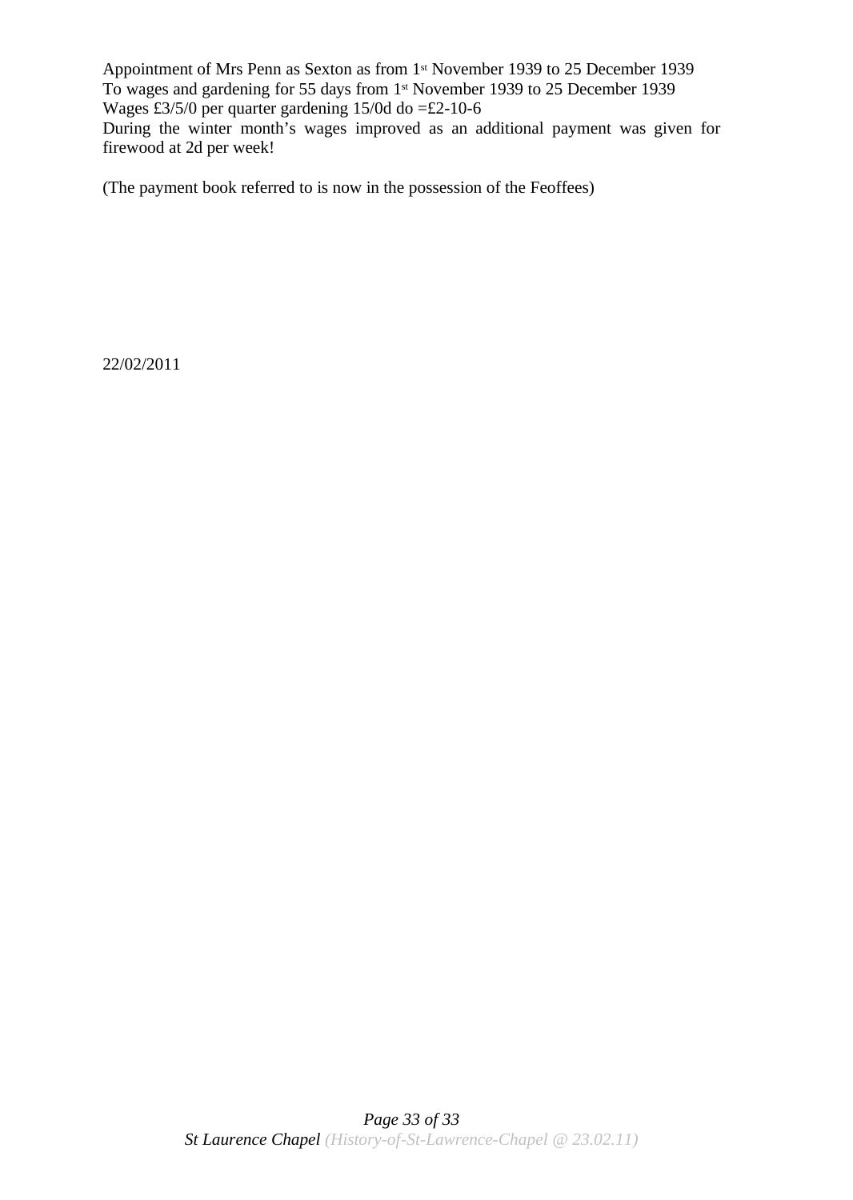Appointment of Mrs Penn as Sexton as from 1st November 1939 to 25 December 1939
To wages and gardening for 55 days from 1st November 1939 to 25 December 1939
Wages £3/5/0 per quarter gardening 15/0d do =£2-10-6
During the winter month's wages improved as an additional payment was given for firewood at 2d per week!

(The payment book referred to is now in the possession of the Feoffees)

22/02/2011